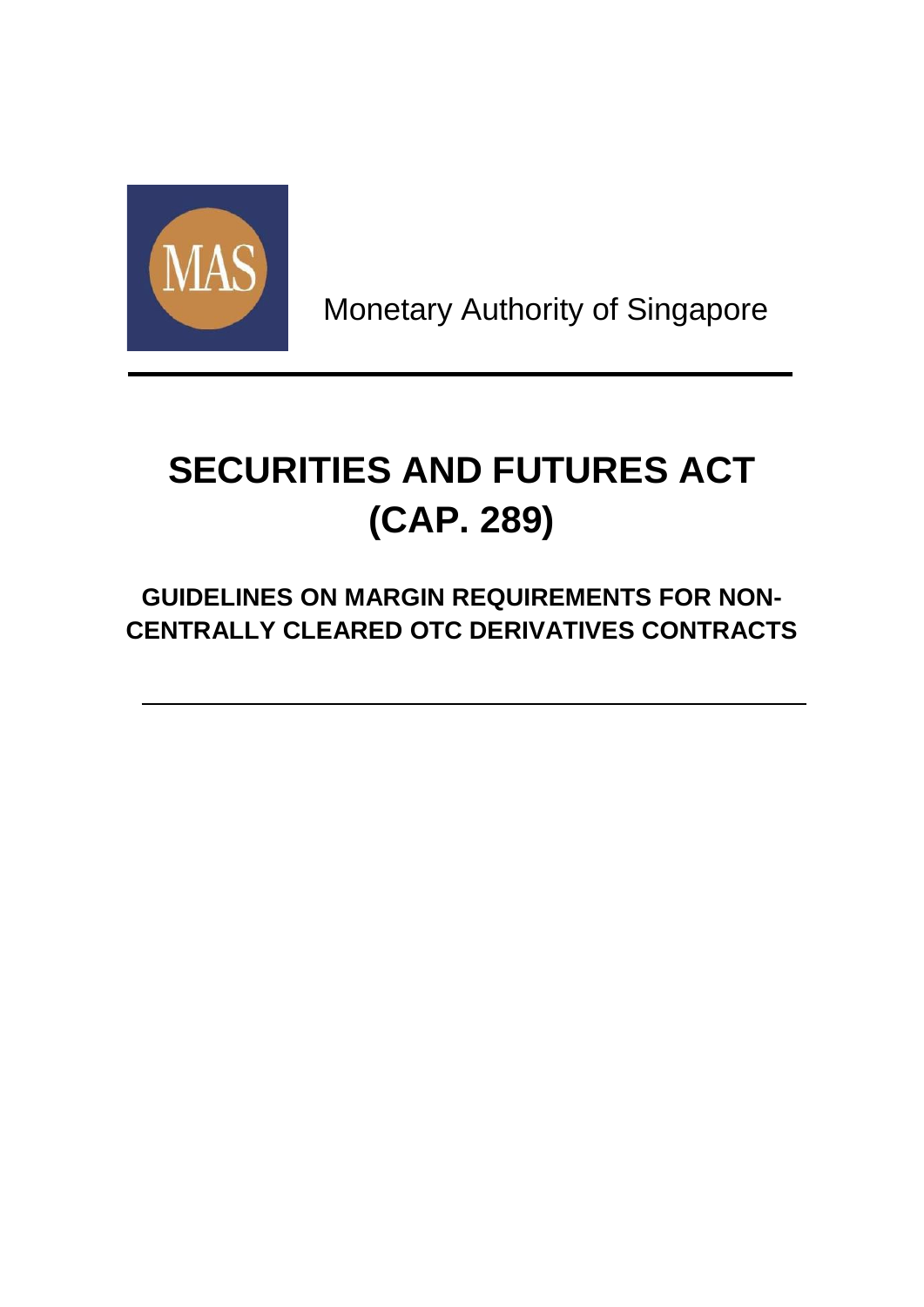Monetary Authority of Singapore

# SECURITIES AND FUTURES ACT (CAP. 289)

## GUIDELINES ON MARGIN REQUIREMENTS FOR NON-CENTRALLY CLEARED OTC DERIVATIVES CONTRACTS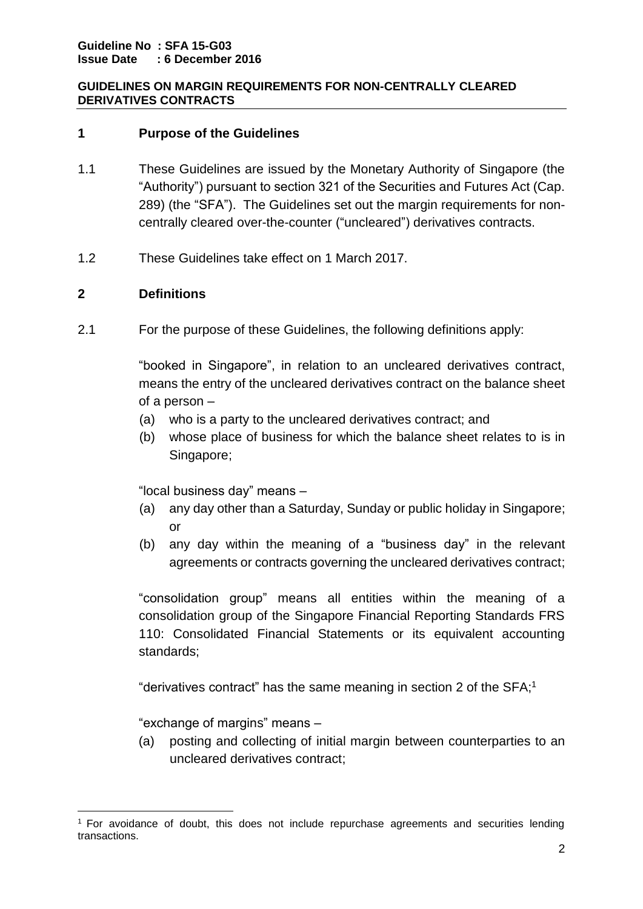**Guideline No : SFA 15-G03**
**Issue Date : 6 December 2016**

**GUIDELINES ON MARGIN REQUIREMENTS FOR NON-CENTRALLY CLEARED DERIVATIVES CONTRACTS**

## 1 Purpose of the Guidelines

1.1 These Guidelines are issued by the Monetary Authority of Singapore (the "Authority") pursuant to section 321 of the Securities and Futures Act (Cap. 289) (the "SFA"). The Guidelines set out the margin requirements for non-centrally cleared over-the-counter ("uncleared") derivatives contracts.

1.2 These Guidelines take effect on 1 March 2017.

## 2 Definitions

2.1 For the purpose of these Guidelines, the following definitions apply:

"booked in Singapore", in relation to an uncleared derivatives contract, means the entry of the uncleared derivatives contract on the balance sheet of a person –

(a) who is a party to the uncleared derivatives contract; and
(b) whose place of business for which the balance sheet relates to is in Singapore;

"local business day" means –

(a) any day other than a Saturday, Sunday or public holiday in Singapore; or
(b) any day within the meaning of a "business day" in the relevant agreements or contracts governing the uncleared derivatives contract;

"consolidation group" means all entities within the meaning of a consolidation group of the Singapore Financial Reporting Standards FRS 110: Consolidated Financial Statements or its equivalent accounting standards;

"derivatives contract" has the same meaning in section 2 of the SFA;[1]

"exchange of margins" means –

(a) posting and collecting of initial margin between counterparties to an uncleared derivatives contract;

[1] For avoidance of doubt, this does not include repurchase agreements and securities lending transactions.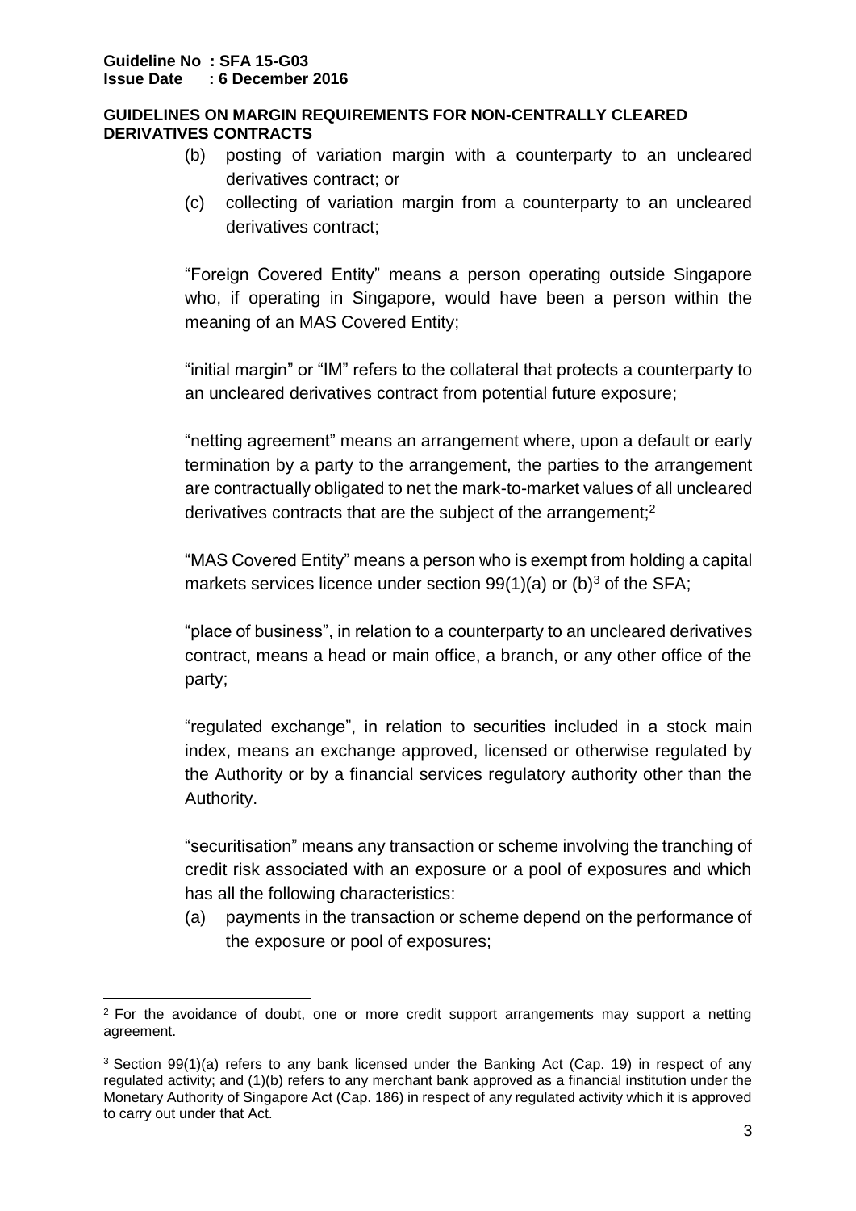(b) posting of variation margin with a counterparty to an uncleared derivatives contract; or

(c) collecting of variation margin from a counterparty to an uncleared derivatives contract;

"Foreign Covered Entity" means a person operating outside Singapore who, if operating in Singapore, would have been a person within the meaning of an MAS Covered Entity;

"initial margin" or "IM" refers to the collateral that protects a counterparty to an uncleared derivatives contract from potential future exposure;

"netting agreement" means an arrangement where, upon a default or early termination by a party to the arrangement, the parties to the arrangement are contractually obligated to net the mark-to-market values of all uncleared derivatives contracts that are the subject of the arrangement;[2]

"MAS Covered Entity" means a person who is exempt from holding a capital markets services licence under section 99(1)(a) or (b)[3] of the SFA;

"place of business", in relation to a counterparty to an uncleared derivatives contract, means a head or main office, a branch, or any other office of the party;

"regulated exchange", in relation to securities included in a stock main index, means an exchange approved, licensed or otherwise regulated by the Authority or by a financial services regulatory authority other than the Authority.

"securitisation" means any transaction or scheme involving the tranching of credit risk associated with an exposure or a pool of exposures and which has all the following characteristics:

(a) payments in the transaction or scheme depend on the performance of the exposure or pool of exposures;

---

[2] For the avoidance of doubt, one or more credit support arrangements may support a netting agreement.

[3] Section 99(1)(a) refers to any bank licensed under the Banking Act (Cap. 19) in respect of any regulated activity; and (1)(b) refers to any merchant bank approved as a financial institution under the Monetary Authority of Singapore Act (Cap. 186) in respect of any regulated activity which it is approved to carry out under that Act.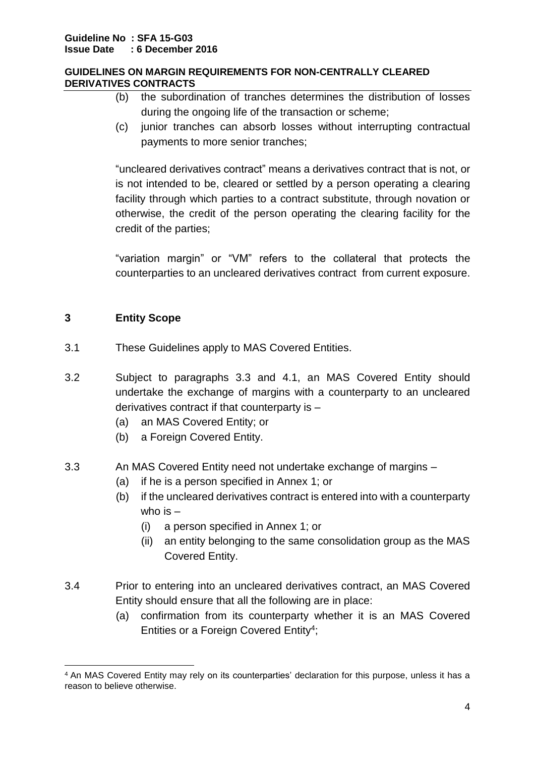(b) the subordination of tranches determines the distribution of losses during the ongoing life of the transaction or scheme;

(c) junior tranches can absorb losses without interrupting contractual payments to more senior tranches;

"uncleared derivatives contract" means a derivatives contract that is not, or is not intended to be, cleared or settled by a person operating a clearing facility through which parties to a contract substitute, through novation or otherwise, the credit of the person operating the clearing facility for the credit of the parties;

"variation margin" or "VM" refers to the collateral that protects the counterparties to an uncleared derivatives contract from current exposure.

## 3 Entity Scope

3.1 These Guidelines apply to MAS Covered Entities.

3.2 Subject to paragraphs 3.3 and 4.1, an MAS Covered Entity should undertake the exchange of margins with a counterparty to an uncleared derivatives contract if that counterparty is –

(a) an MAS Covered Entity; or

(b) a Foreign Covered Entity.

3.3 An MAS Covered Entity need not undertake exchange of margins –

(a) if he is a person specified in Annex 1; or

(b) if the uncleared derivatives contract is entered into with a counterparty who is –

(i) a person specified in Annex 1; or

(ii) an entity belonging to the same consolidation group as the MAS Covered Entity.

3.4 Prior to entering into an uncleared derivatives contract, an MAS Covered Entity should ensure that all the following are in place:

(a) confirmation from its counterparty whether it is an MAS Covered Entities or a Foreign Covered Entity[4];

[4] An MAS Covered Entity may rely on its counterparties' declaration for this purpose, unless it has a reason to believe otherwise.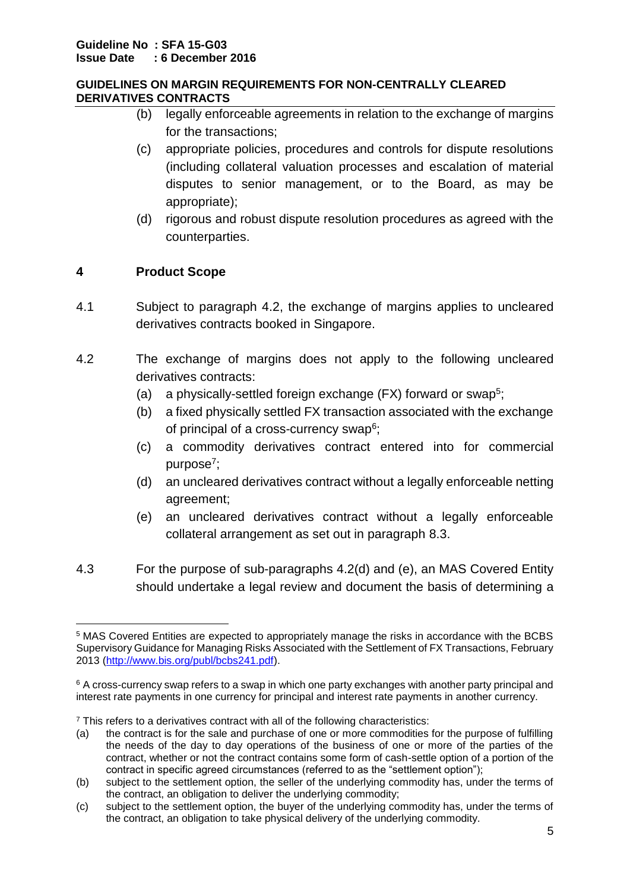(b) legally enforceable agreements in relation to the exchange of margins for the transactions;

(c) appropriate policies, procedures and controls for dispute resolutions (including collateral valuation processes and escalation of material disputes to senior management, or to the Board, as may be appropriate);

(d) rigorous and robust dispute resolution procedures as agreed with the counterparties.

## 4 Product Scope

4.1 Subject to paragraph 4.2, the exchange of margins applies to uncleared derivatives contracts booked in Singapore.

4.2 The exchange of margins does not apply to the following uncleared derivatives contracts:

(a) a physically-settled foreign exchange (FX) forward or swap[5];

(b) a fixed physically settled FX transaction associated with the exchange of principal of a cross-currency swap[6];

(c) a commodity derivatives contract entered into for commercial purpose[7];

(d) an uncleared derivatives contract without a legally enforceable netting agreement;

(e) an uncleared derivatives contract without a legally enforceable collateral arrangement as set out in paragraph 8.3.

4.3 For the purpose of sub-paragraphs 4.2(d) and (e), an MAS Covered Entity should undertake a legal review and document the basis of determining a

---

[5] MAS Covered Entities are expected to appropriately manage the risks in accordance with the BCBS Supervisory Guidance for Managing Risks Associated with the Settlement of FX Transactions, February 2013 (http://www.bis.org/publ/bcbs241.pdf).

[6] A cross-currency swap refers to a swap in which one party exchanges with another party principal and interest rate payments in one currency for principal and interest rate payments in another currency.

[7] This refers to a derivatives contract with all of the following characteristics:

(a) the contract is for the sale and purchase of one or more commodities for the purpose of fulfilling the needs of the day to day operations of the business of one or more of the parties of the contract, whether or not the contract contains some form of cash-settle option of a portion of the contract in specific agreed circumstances (referred to as the "settlement option");

(b) subject to the settlement option, the seller of the underlying commodity has, under the terms of the contract, an obligation to deliver the underlying commodity;

(c) subject to the settlement option, the buyer of the underlying commodity has, under the terms of the contract, an obligation to take physical delivery of the underlying commodity.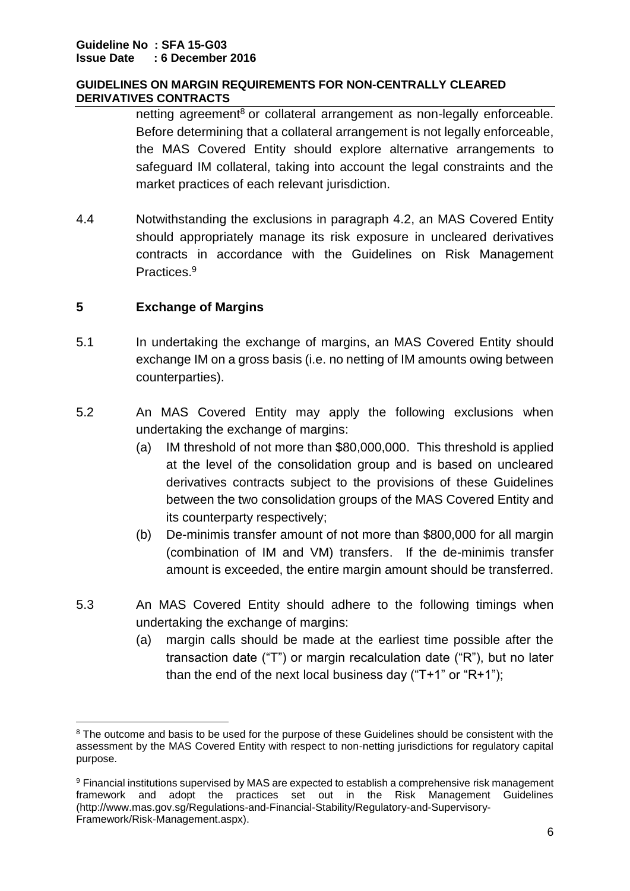netting agreement[8] or collateral arrangement as non-legally enforceable. Before determining that a collateral arrangement is not legally enforceable, the MAS Covered Entity should explore alternative arrangements to safeguard IM collateral, taking into account the legal constraints and the market practices of each relevant jurisdiction.

4.4 Notwithstanding the exclusions in paragraph 4.2, an MAS Covered Entity should appropriately manage its risk exposure in uncleared derivatives contracts in accordance with the Guidelines on Risk Management Practices.[9]

## 5 Exchange of Margins

5.1 In undertaking the exchange of margins, an MAS Covered Entity should exchange IM on a gross basis (i.e. no netting of IM amounts owing between counterparties).

5.2 An MAS Covered Entity may apply the following exclusions when undertaking the exchange of margins:

(a) IM threshold of not more than $80,000,000. This threshold is applied at the level of the consolidation group and is based on uncleared derivatives contracts subject to the provisions of these Guidelines between the two consolidation groups of the MAS Covered Entity and its counterparty respectively;

(b) De-minimis transfer amount of not more than $800,000 for all margin (combination of IM and VM) transfers. If the de-minimis transfer amount is exceeded, the entire margin amount should be transferred.

5.3 An MAS Covered Entity should adhere to the following timings when undertaking the exchange of margins:

(a) margin calls should be made at the earliest time possible after the transaction date ("T") or margin recalculation date ("R"), but no later than the end of the next local business day ("T+1" or "R+1");

---

[8] The outcome and basis to be used for the purpose of these Guidelines should be consistent with the assessment by the MAS Covered Entity with respect to non-netting jurisdictions for regulatory capital purpose.

[9] Financial institutions supervised by MAS are expected to establish a comprehensive risk management framework and adopt the practices set out in the Risk Management Guidelines (http://www.mas.gov.sg/Regulations-and-Financial-Stability/Regulatory-and-Supervisory-Framework/Risk-Management.aspx).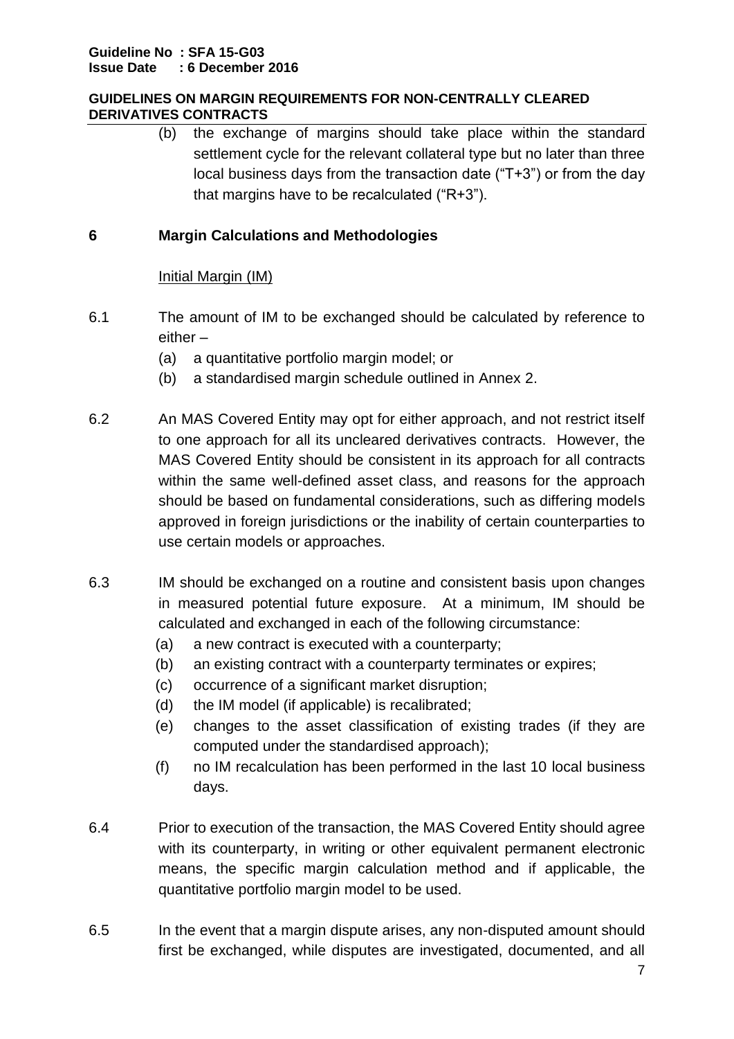(b) the exchange of margins should take place within the standard settlement cycle for the relevant collateral type but no later than three local business days from the transaction date ("T+3") or from the day that margins have to be recalculated ("R+3").

## 6 Margin Calculations and Methodologies

Initial Margin (IM)

6.1 The amount of IM to be exchanged should be calculated by reference to either –

(a) a quantitative portfolio margin model; or

(b) a standardised margin schedule outlined in Annex 2.

6.2 An MAS Covered Entity may opt for either approach, and not restrict itself to one approach for all its uncleared derivatives contracts. However, the MAS Covered Entity should be consistent in its approach for all contracts within the same well-defined asset class, and reasons for the approach should be based on fundamental considerations, such as differing models approved in foreign jurisdictions or the inability of certain counterparties to use certain models or approaches.

6.3 IM should be exchanged on a routine and consistent basis upon changes in measured potential future exposure. At a minimum, IM should be calculated and exchanged in each of the following circumstance:

(a) a new contract is executed with a counterparty;

(b) an existing contract with a counterparty terminates or expires;

(c) occurrence of a significant market disruption;

(d) the IM model (if applicable) is recalibrated;

(e) changes to the asset classification of existing trades (if they are computed under the standardised approach);

(f) no IM recalculation has been performed in the last 10 local business days.

6.4 Prior to execution of the transaction, the MAS Covered Entity should agree with its counterparty, in writing or other equivalent permanent electronic means, the specific margin calculation method and if applicable, the quantitative portfolio margin model to be used.

6.5 In the event that a margin dispute arises, any non-disputed amount should first be exchanged, while disputes are investigated, documented, and all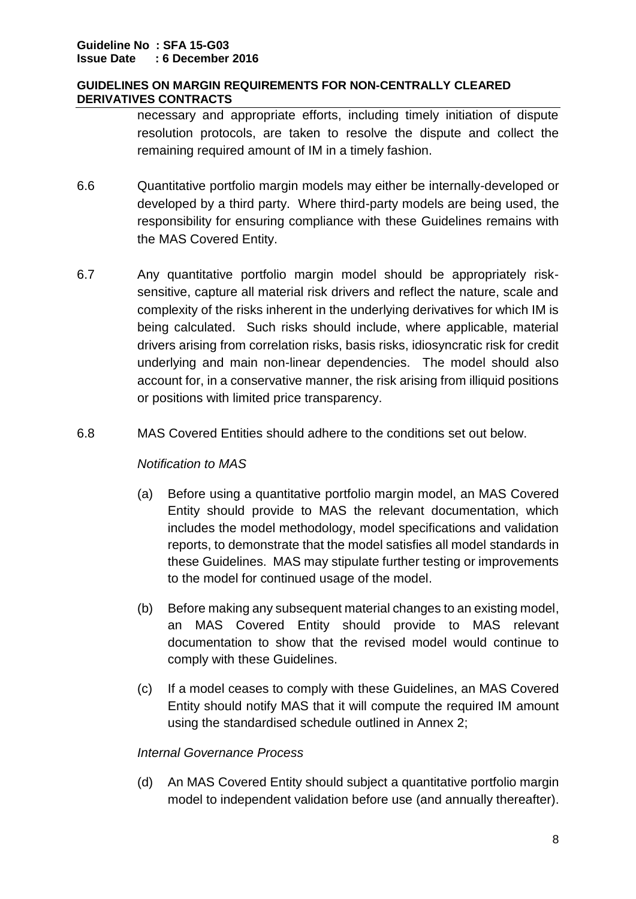necessary and appropriate efforts, including timely initiation of dispute resolution protocols, are taken to resolve the dispute and collect the remaining required amount of IM in a timely fashion.

6.6 Quantitative portfolio margin models may either be internally-developed or developed by a third party. Where third-party models are being used, the responsibility for ensuring compliance with these Guidelines remains with the MAS Covered Entity.

6.7 Any quantitative portfolio margin model should be appropriately risk-sensitive, capture all material risk drivers and reflect the nature, scale and complexity of the risks inherent in the underlying derivatives for which IM is being calculated. Such risks should include, where applicable, material drivers arising from correlation risks, basis risks, idiosyncratic risk for credit underlying and main non-linear dependencies. The model should also account for, in a conservative manner, the risk arising from illiquid positions or positions with limited price transparency.

6.8 MAS Covered Entities should adhere to the conditions set out below.

*Notification to MAS*

(a) Before using a quantitative portfolio margin model, an MAS Covered Entity should provide to MAS the relevant documentation, which includes the model methodology, model specifications and validation reports, to demonstrate that the model satisfies all model standards in these Guidelines. MAS may stipulate further testing or improvements to the model for continued usage of the model.

(b) Before making any subsequent material changes to an existing model, an MAS Covered Entity should provide to MAS relevant documentation to show that the revised model would continue to comply with these Guidelines.

(c) If a model ceases to comply with these Guidelines, an MAS Covered Entity should notify MAS that it will compute the required IM amount using the standardised schedule outlined in Annex 2;

*Internal Governance Process*

(d) An MAS Covered Entity should subject a quantitative portfolio margin model to independent validation before use (and annually thereafter).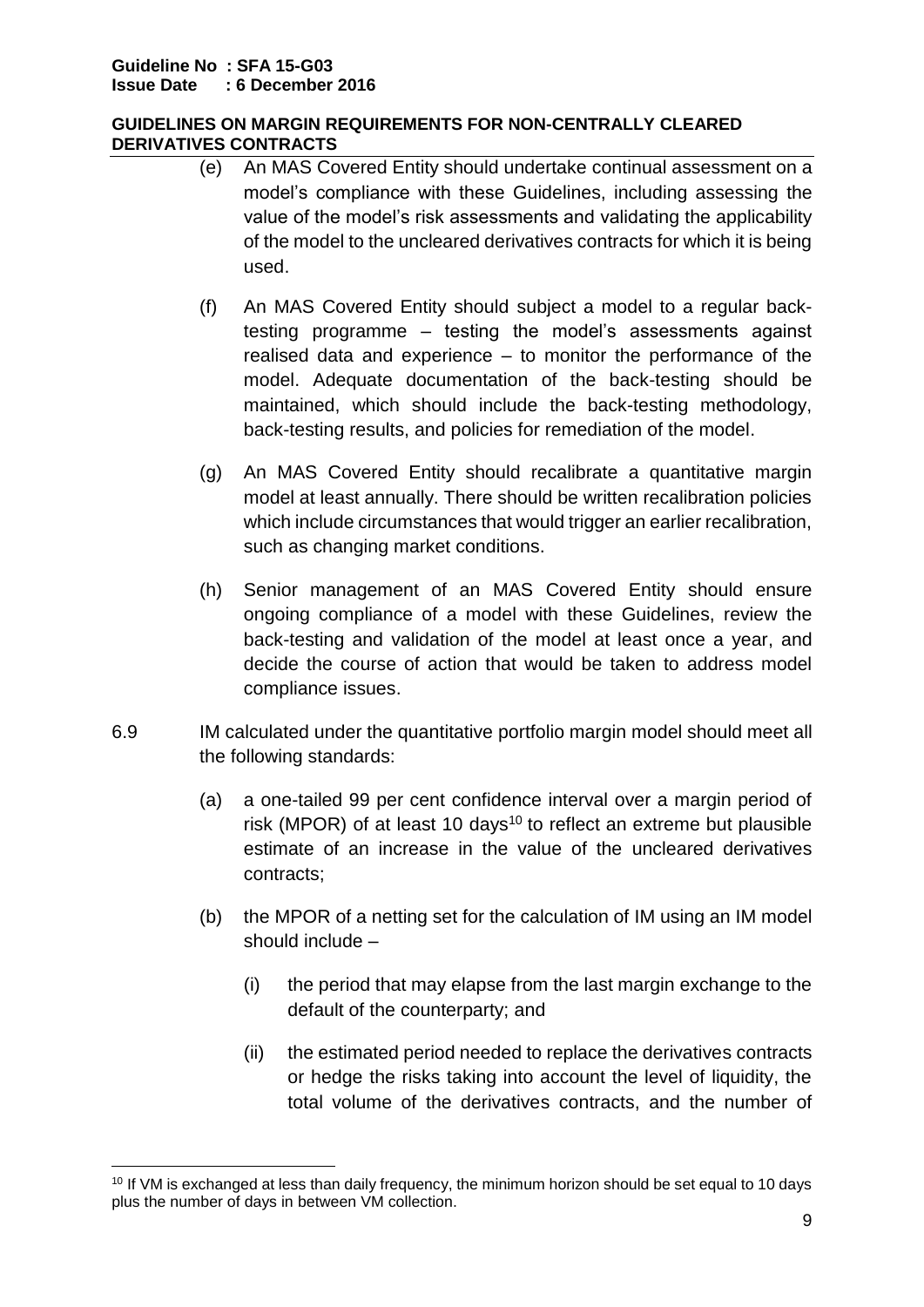(e) An MAS Covered Entity should undertake continual assessment on a model's compliance with these Guidelines, including assessing the value of the model's risk assessments and validating the applicability of the model to the uncleared derivatives contracts for which it is being used.

(f) An MAS Covered Entity should subject a model to a regular back-testing programme – testing the model's assessments against realised data and experience – to monitor the performance of the model. Adequate documentation of the back-testing should be maintained, which should include the back-testing methodology, back-testing results, and policies for remediation of the model.

(g) An MAS Covered Entity should recalibrate a quantitative margin model at least annually. There should be written recalibration policies which include circumstances that would trigger an earlier recalibration, such as changing market conditions.

(h) Senior management of an MAS Covered Entity should ensure ongoing compliance of a model with these Guidelines, review the back-testing and validation of the model at least once a year, and decide the course of action that would be taken to address model compliance issues.

6.9 IM calculated under the quantitative portfolio margin model should meet all the following standards:

(a) a one-tailed 99 per cent confidence interval over a margin period of risk (MPOR) of at least 10 days[10] to reflect an extreme but plausible estimate of an increase in the value of the uncleared derivatives contracts;

(b) the MPOR of a netting set for the calculation of IM using an IM model should include –

(i) the period that may elapse from the last margin exchange to the default of the counterparty; and

(ii) the estimated period needed to replace the derivatives contracts or hedge the risks taking into account the level of liquidity, the total volume of the derivatives contracts, and the number of

[10] If VM is exchanged at less than daily frequency, the minimum horizon should be set equal to 10 days plus the number of days in between VM collection.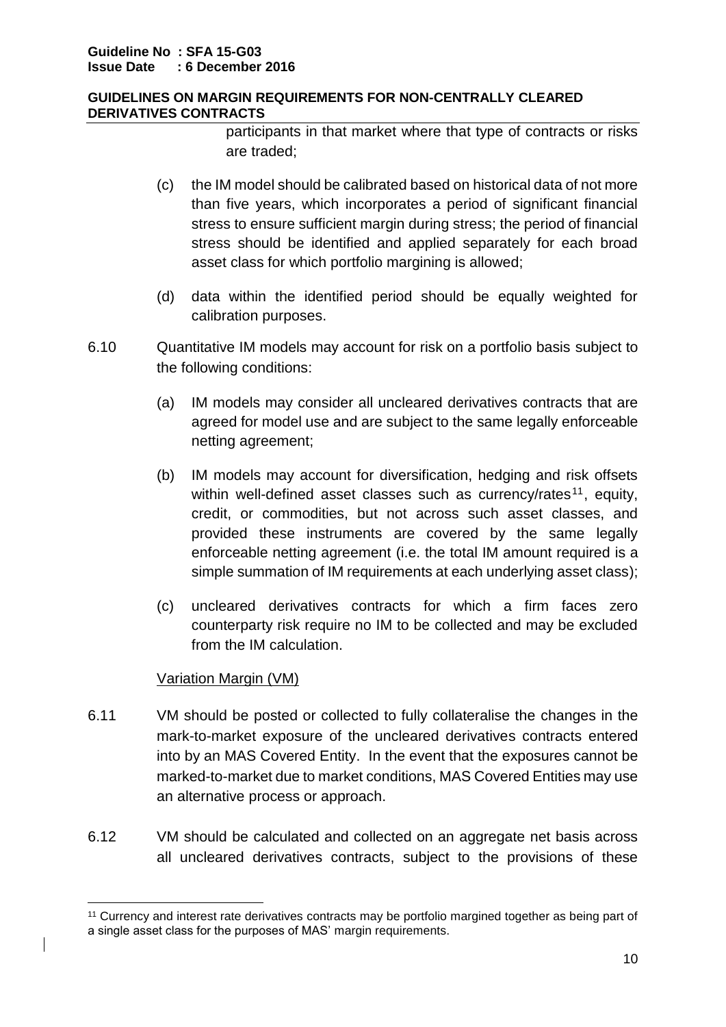participants in that market where that type of contracts or risks are traded;

(c) the IM model should be calibrated based on historical data of not more than five years, which incorporates a period of significant financial stress to ensure sufficient margin during stress; the period of financial stress should be identified and applied separately for each broad asset class for which portfolio margining is allowed;

(d) data within the identified period should be equally weighted for calibration purposes.

6.10 Quantitative IM models may account for risk on a portfolio basis subject to the following conditions:

(a) IM models may consider all uncleared derivatives contracts that are agreed for model use and are subject to the same legally enforceable netting agreement;

(b) IM models may account for diversification, hedging and risk offsets within well-defined asset classes such as currency/rates[11], equity, credit, or commodities, but not across such asset classes, and provided these instruments are covered by the same legally enforceable netting agreement (i.e. the total IM amount required is a simple summation of IM requirements at each underlying asset class);

(c) uncleared derivatives contracts for which a firm faces zero counterparty risk require no IM to be collected and may be excluded from the IM calculation.

Variation Margin (VM)

6.11 VM should be posted or collected to fully collateralise the changes in the mark-to-market exposure of the uncleared derivatives contracts entered into by an MAS Covered Entity. In the event that the exposures cannot be marked-to-market due to market conditions, MAS Covered Entities may use an alternative process or approach.

6.12 VM should be calculated and collected on an aggregate net basis across all uncleared derivatives contracts, subject to the provisions of these

[11] Currency and interest rate derivatives contracts may be portfolio margined together as being part of a single asset class for the purposes of MAS' margin requirements.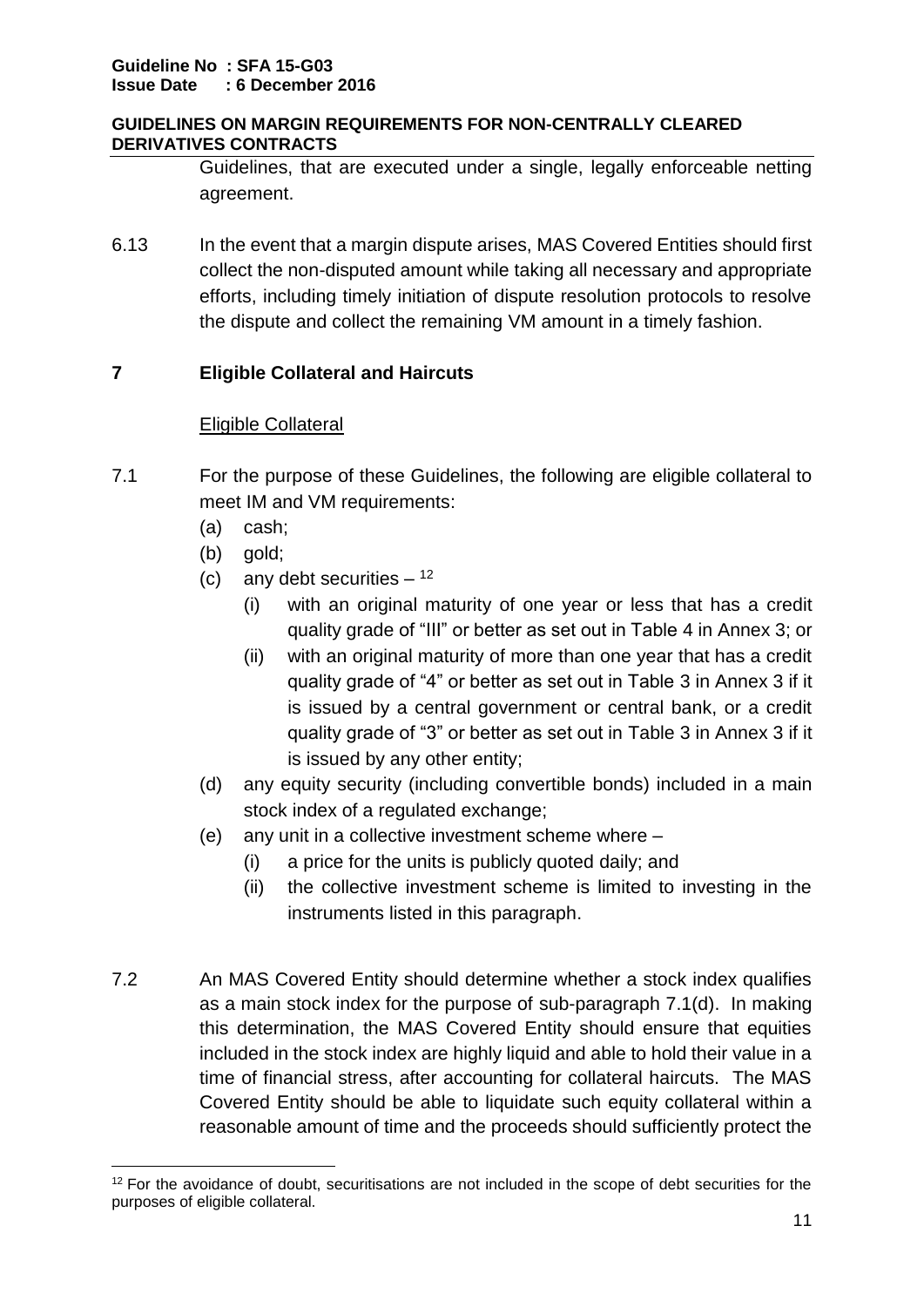Guidelines, that are executed under a single, legally enforceable netting agreement.

6.13 In the event that a margin dispute arises, MAS Covered Entities should first collect the non-disputed amount while taking all necessary and appropriate efforts, including timely initiation of dispute resolution protocols to resolve the dispute and collect the remaining VM amount in a timely fashion.

## 7 Eligible Collateral and Haircuts

### Eligible Collateral

7.1 For the purpose of these Guidelines, the following are eligible collateral to meet IM and VM requirements:

(a) cash;

(b) gold;

(c) any debt securities – [12]

  (i) with an original maturity of one year or less that has a credit quality grade of "III" or better as set out in Table 4 in Annex 3; or

  (ii) with an original maturity of more than one year that has a credit quality grade of "4" or better as set out in Table 3 in Annex 3 if it is issued by a central government or central bank, or a credit quality grade of "3" or better as set out in Table 3 in Annex 3 if it is issued by any other entity;

(d) any equity security (including convertible bonds) included in a main stock index of a regulated exchange;

(e) any unit in a collective investment scheme where –

  (i) a price for the units is publicly quoted daily; and

  (ii) the collective investment scheme is limited to investing in the instruments listed in this paragraph.

7.2 An MAS Covered Entity should determine whether a stock index qualifies as a main stock index for the purpose of sub-paragraph 7.1(d). In making this determination, the MAS Covered Entity should ensure that equities included in the stock index are highly liquid and able to hold their value in a time of financial stress, after accounting for collateral haircuts. The MAS Covered Entity should be able to liquidate such equity collateral within a reasonable amount of time and the proceeds should sufficiently protect the

[12] For the avoidance of doubt, securitisations are not included in the scope of debt securities for the purposes of eligible collateral.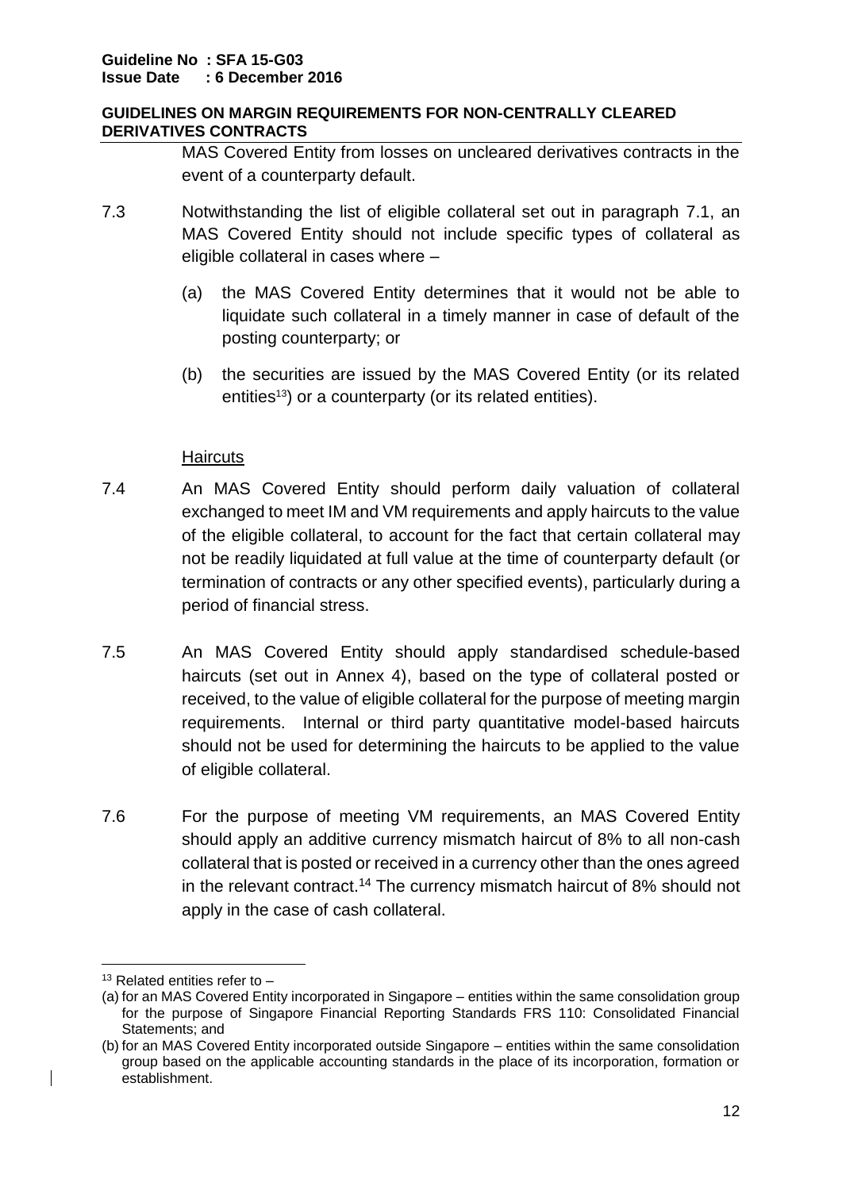MAS Covered Entity from losses on uncleared derivatives contracts in the event of a counterparty default.

7.3 Notwithstanding the list of eligible collateral set out in paragraph 7.1, an MAS Covered Entity should not include specific types of collateral as eligible collateral in cases where –

(a) the MAS Covered Entity determines that it would not be able to liquidate such collateral in a timely manner in case of default of the posting counterparty; or

(b) the securities are issued by the MAS Covered Entity (or its related entities[13]) or a counterparty (or its related entities).

Haircuts

7.4 An MAS Covered Entity should perform daily valuation of collateral exchanged to meet IM and VM requirements and apply haircuts to the value of the eligible collateral, to account for the fact that certain collateral may not be readily liquidated at full value at the time of counterparty default (or termination of contracts or any other specified events), particularly during a period of financial stress.

7.5 An MAS Covered Entity should apply standardised schedule-based haircuts (set out in Annex 4), based on the type of collateral posted or received, to the value of eligible collateral for the purpose of meeting margin requirements. Internal or third party quantitative model-based haircuts should not be used for determining the haircuts to be applied to the value of eligible collateral.

7.6 For the purpose of meeting VM requirements, an MAS Covered Entity should apply an additive currency mismatch haircut of 8% to all non-cash collateral that is posted or received in a currency other than the ones agreed in the relevant contract.[14] The currency mismatch haircut of 8% should not apply in the case of cash collateral.

[13] Related entities refer to –

(a) for an MAS Covered Entity incorporated in Singapore – entities within the same consolidation group for the purpose of Singapore Financial Reporting Standards FRS 110: Consolidated Financial Statements; and

(b) for an MAS Covered Entity incorporated outside Singapore – entities within the same consolidation group based on the applicable accounting standards in the place of its incorporation, formation or establishment.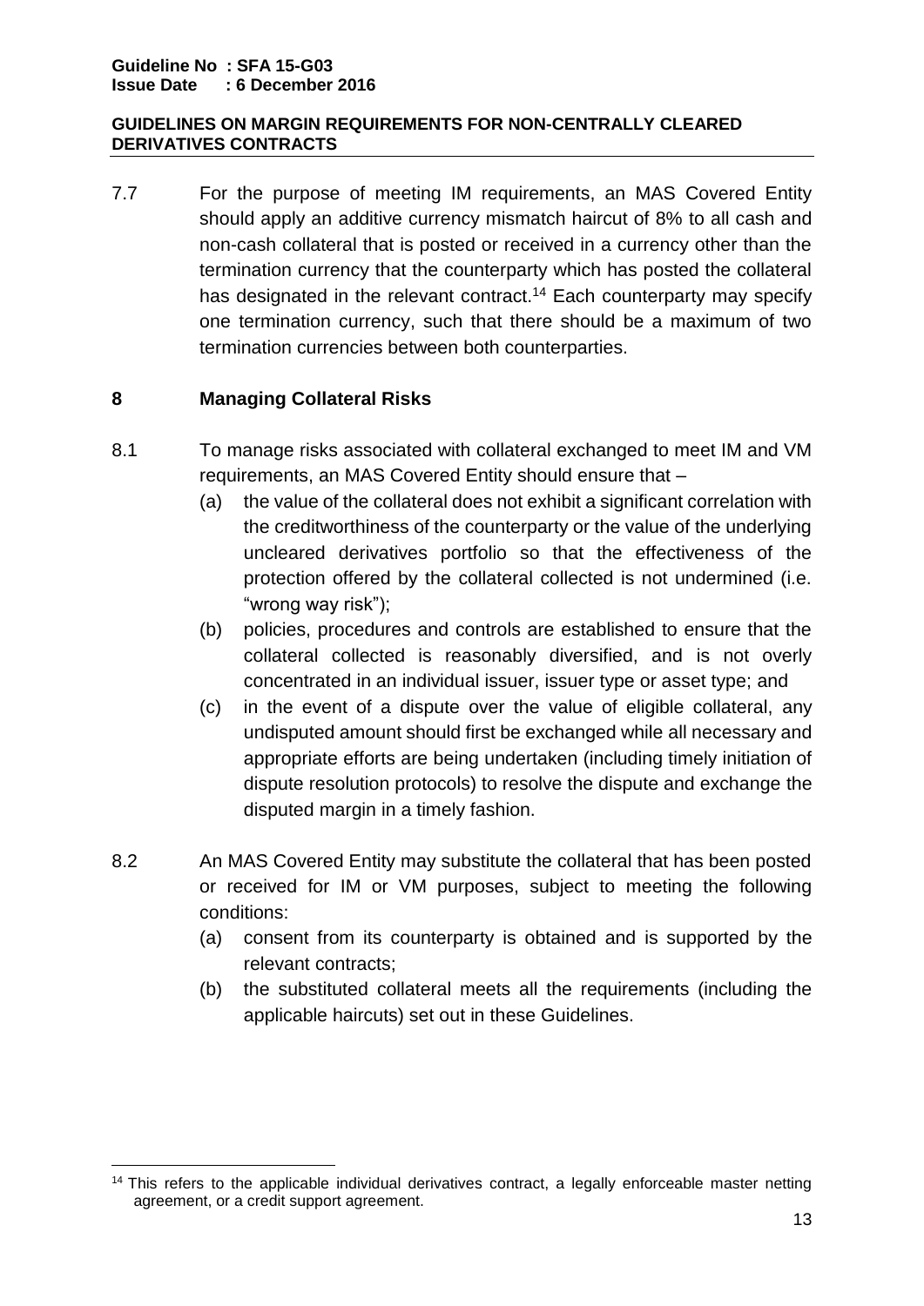7.7 For the purpose of meeting IM requirements, an MAS Covered Entity should apply an additive currency mismatch haircut of 8% to all cash and non-cash collateral that is posted or received in a currency other than the termination currency that the counterparty which has posted the collateral has designated in the relevant contract.[14] Each counterparty may specify one termination currency, such that there should be a maximum of two termination currencies between both counterparties.

## 8 Managing Collateral Risks

8.1 To manage risks associated with collateral exchanged to meet IM and VM requirements, an MAS Covered Entity should ensure that –

(a) the value of the collateral does not exhibit a significant correlation with the creditworthiness of the counterparty or the value of the underlying uncleared derivatives portfolio so that the effectiveness of the protection offered by the collateral collected is not undermined (i.e. "wrong way risk");

(b) policies, procedures and controls are established to ensure that the collateral collected is reasonably diversified, and is not overly concentrated in an individual issuer, issuer type or asset type; and

(c) in the event of a dispute over the value of eligible collateral, any undisputed amount should first be exchanged while all necessary and appropriate efforts are being undertaken (including timely initiation of dispute resolution protocols) to resolve the dispute and exchange the disputed margin in a timely fashion.

8.2 An MAS Covered Entity may substitute the collateral that has been posted or received for IM or VM purposes, subject to meeting the following conditions:

(a) consent from its counterparty is obtained and is supported by the relevant contracts;

(b) the substituted collateral meets all the requirements (including the applicable haircuts) set out in these Guidelines.

---

[14] This refers to the applicable individual derivatives contract, a legally enforceable master netting agreement, or a credit support agreement.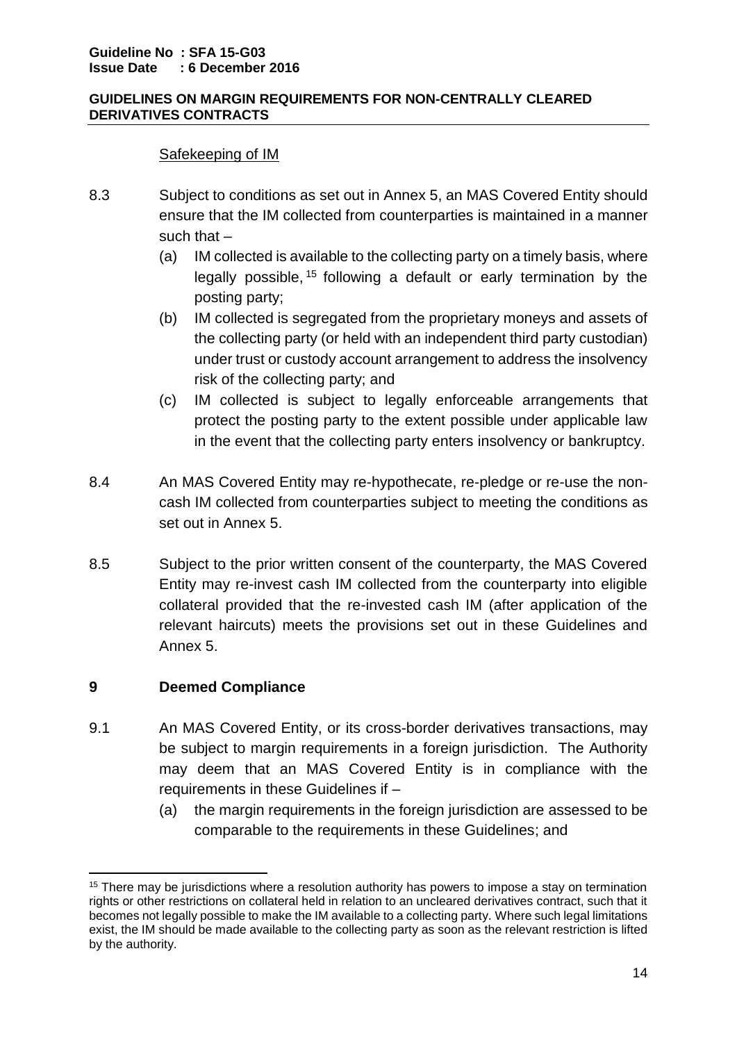Safekeeping of IM

8.3 Subject to conditions as set out in Annex 5, an MAS Covered Entity should ensure that the IM collected from counterparties is maintained in a manner such that –

(a) IM collected is available to the collecting party on a timely basis, where legally possible, [15] following a default or early termination by the posting party;

(b) IM collected is segregated from the proprietary moneys and assets of the collecting party (or held with an independent third party custodian) under trust or custody account arrangement to address the insolvency risk of the collecting party; and

(c) IM collected is subject to legally enforceable arrangements that protect the posting party to the extent possible under applicable law in the event that the collecting party enters insolvency or bankruptcy.

8.4 An MAS Covered Entity may re-hypothecate, re-pledge or re-use the non-cash IM collected from counterparties subject to meeting the conditions as set out in Annex 5.

8.5 Subject to the prior written consent of the counterparty, the MAS Covered Entity may re-invest cash IM collected from the counterparty into eligible collateral provided that the re-invested cash IM (after application of the relevant haircuts) meets the provisions set out in these Guidelines and Annex 5.

## 9 Deemed Compliance

9.1 An MAS Covered Entity, or its cross-border derivatives transactions, may be subject to margin requirements in a foreign jurisdiction. The Authority may deem that an MAS Covered Entity is in compliance with the requirements in these Guidelines if –

(a) the margin requirements in the foreign jurisdiction are assessed to be comparable to the requirements in these Guidelines; and

---

[15] There may be jurisdictions where a resolution authority has powers to impose a stay on termination rights or other restrictions on collateral held in relation to an uncleared derivatives contract, such that it becomes not legally possible to make the IM available to a collecting party. Where such legal limitations exist, the IM should be made available to the collecting party as soon as the relevant restriction is lifted by the authority.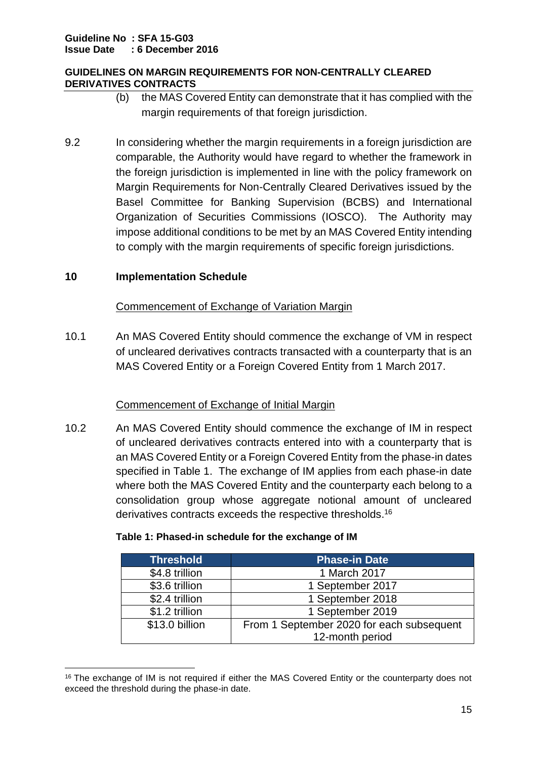(b) the MAS Covered Entity can demonstrate that it has complied with the margin requirements of that foreign jurisdiction.

9.2 In considering whether the margin requirements in a foreign jurisdiction are comparable, the Authority would have regard to whether the framework in the foreign jurisdiction is implemented in line with the policy framework on Margin Requirements for Non-Centrally Cleared Derivatives issued by the Basel Committee for Banking Supervision (BCBS) and International Organization of Securities Commissions (IOSCO). The Authority may impose additional conditions to be met by an MAS Covered Entity intending to comply with the margin requirements of specific foreign jurisdictions.

## 10 Implementation Schedule

Commencement of Exchange of Variation Margin

10.1 An MAS Covered Entity should commence the exchange of VM in respect of uncleared derivatives contracts transacted with a counterparty that is an MAS Covered Entity or a Foreign Covered Entity from 1 March 2017.

Commencement of Exchange of Initial Margin

10.2 An MAS Covered Entity should commence the exchange of IM in respect of uncleared derivatives contracts entered into with a counterparty that is an MAS Covered Entity or a Foreign Covered Entity from the phase-in dates specified in Table 1. The exchange of IM applies from each phase-in date where both the MAS Covered Entity and the counterparty each belong to a consolidation group whose aggregate notional amount of uncleared derivatives contracts exceeds the respective thresholds.[16]

**Table 1: Phased-in schedule for the exchange of IM**

| Threshold | Phase-in Date |
|---|---|
| $4.8 trillion | 1 March 2017 |
| $3.6 trillion | 1 September 2017 |
| $2.4 trillion | 1 September 2018 |
| $1.2 trillion | 1 September 2019 |
| $13.0 billion | From 1 September 2020 for each subsequent 12-month period |

[16] The exchange of IM is not required if either the MAS Covered Entity or the counterparty does not exceed the threshold during the phase-in date.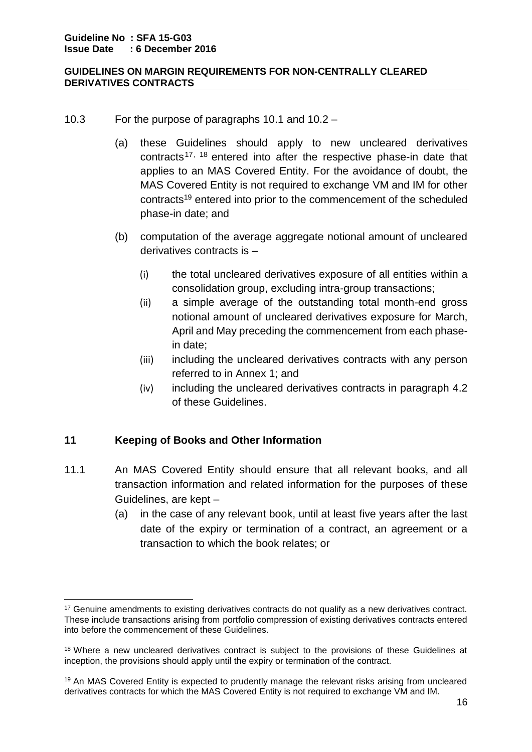10.3 For the purpose of paragraphs 10.1 and 10.2 –

(a) these Guidelines should apply to new uncleared derivatives contracts[17, 18] entered into after the respective phase-in date that applies to an MAS Covered Entity. For the avoidance of doubt, the MAS Covered Entity is not required to exchange VM and IM for other contracts[19] entered into prior to the commencement of the scheduled phase-in date; and

(b) computation of the average aggregate notional amount of uncleared derivatives contracts is –

(i) the total uncleared derivatives exposure of all entities within a consolidation group, excluding intra-group transactions;

(ii) a simple average of the outstanding total month-end gross notional amount of uncleared derivatives exposure for March, April and May preceding the commencement from each phase-in date;

(iii) including the uncleared derivatives contracts with any person referred to in Annex 1; and

(iv) including the uncleared derivatives contracts in paragraph 4.2 of these Guidelines.

## 11 Keeping of Books and Other Information

11.1 An MAS Covered Entity should ensure that all relevant books, and all transaction information and related information for the purposes of these Guidelines, are kept –

(a) in the case of any relevant book, until at least five years after the last date of the expiry or termination of a contract, an agreement or a transaction to which the book relates; or

---

[17] Genuine amendments to existing derivatives contracts do not qualify as a new derivatives contract. These include transactions arising from portfolio compression of existing derivatives contracts entered into before the commencement of these Guidelines.

[18] Where a new uncleared derivatives contract is subject to the provisions of these Guidelines at inception, the provisions should apply until the expiry or termination of the contract.

[19] An MAS Covered Entity is expected to prudently manage the relevant risks arising from uncleared derivatives contracts for which the MAS Covered Entity is not required to exchange VM and IM.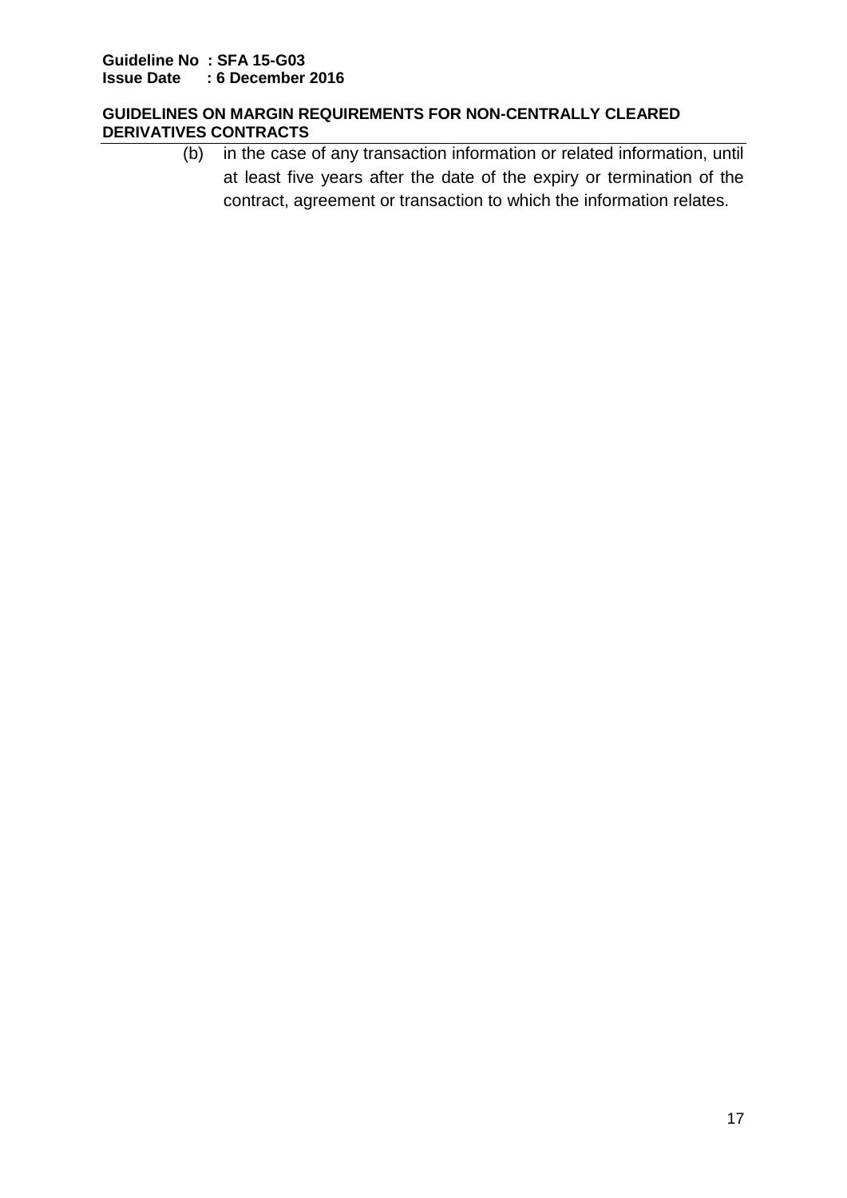(b) in the case of any transaction information or related information, until at least five years after the date of the expiry or termination of the contract, agreement or transaction to which the information relates.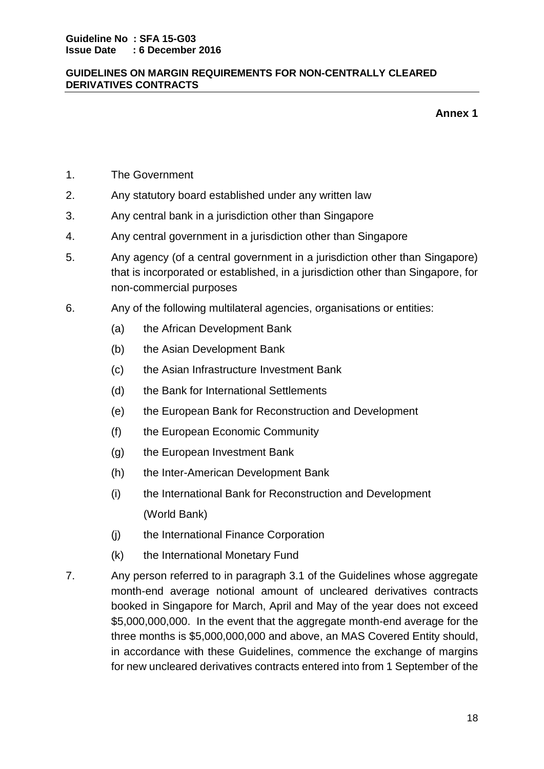**Annex 1**

1. The Government
2. Any statutory board established under any written law
3. Any central bank in a jurisdiction other than Singapore
4. Any central government in a jurisdiction other than Singapore
5. Any agency (of a central government in a jurisdiction other than Singapore) that is incorporated or established, in a jurisdiction other than Singapore, for non-commercial purposes
6. Any of the following multilateral agencies, organisations or entities:
   - (a) the African Development Bank
   - (b) the Asian Development Bank
   - (c) the Asian Infrastructure Investment Bank
   - (d) the Bank for International Settlements
   - (e) the European Bank for Reconstruction and Development
   - (f) the European Economic Community
   - (g) the European Investment Bank
   - (h) the Inter-American Development Bank
   - (i) the International Bank for Reconstruction and Development (World Bank)
   - (j) the International Finance Corporation
   - (k) the International Monetary Fund
7. Any person referred to in paragraph 3.1 of the Guidelines whose aggregate month-end average notional amount of uncleared derivatives contracts booked in Singapore for March, April and May of the year does not exceed $5,000,000,000. In the event that the aggregate month-end average for the three months is $5,000,000,000 and above, an MAS Covered Entity should, in accordance with these Guidelines, commence the exchange of margins for new uncleared derivatives contracts entered into from 1 September of the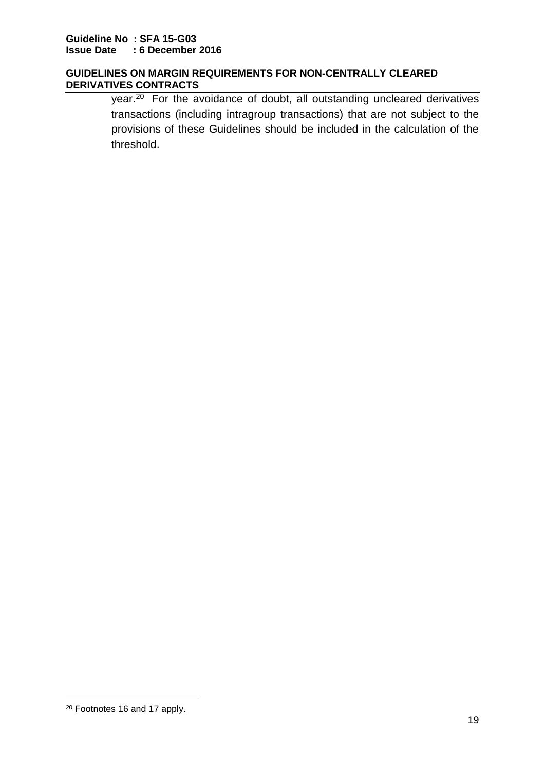year.[20] For the avoidance of doubt, all outstanding uncleared derivatives transactions (including intragroup transactions) that are not subject to the provisions of these Guidelines should be included in the calculation of the threshold.

[20] Footnotes 16 and 17 apply.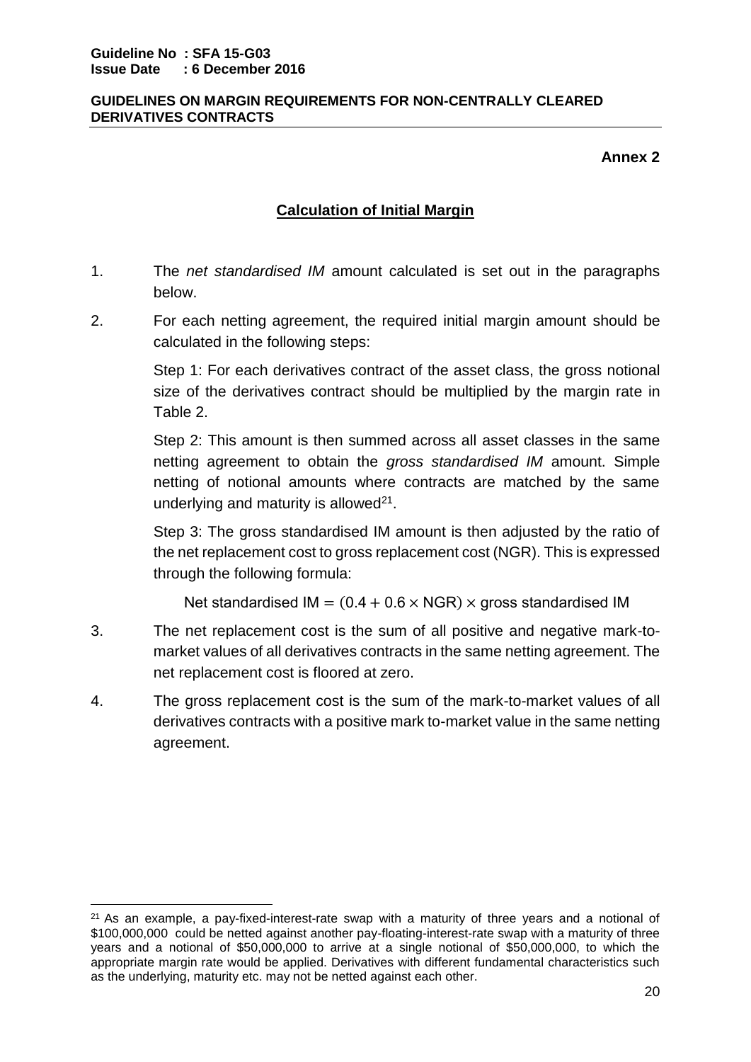Annex 2

## Calculation of Initial Margin

1. The *net standardised IM* amount calculated is set out in the paragraphs below.

2. For each netting agreement, the required initial margin amount should be calculated in the following steps:

   Step 1: For each derivatives contract of the asset class, the gross notional size of the derivatives contract should be multiplied by the margin rate in Table 2.

   Step 2: This amount is then summed across all asset classes in the same netting agreement to obtain the *gross standardised IM* amount. Simple netting of notional amounts where contracts are matched by the same underlying and maturity is allowed[21].

   Step 3: The gross standardised IM amount is then adjusted by the ratio of the net replacement cost to gross replacement cost (NGR). This is expressed through the following formula:

   $$\text{Net standardised IM} = (0.4 + 0.6 \times \text{NGR}) \times \text{gross standardised IM}$$

3. The net replacement cost is the sum of all positive and negative mark-to-market values of all derivatives contracts in the same netting agreement. The net replacement cost is floored at zero.

4. The gross replacement cost is the sum of the mark-to-market values of all derivatives contracts with a positive mark to-market value in the same netting agreement.

---

[21] As an example, a pay-fixed-interest-rate swap with a maturity of three years and a notional of $100,000,000 could be netted against another pay-floating-interest-rate swap with a maturity of three years and a notional of $50,000,000 to arrive at a single notional of $50,000,000, to which the appropriate margin rate would be applied. Derivatives with different fundamental characteristics such as the underlying, maturity etc. may not be netted against each other.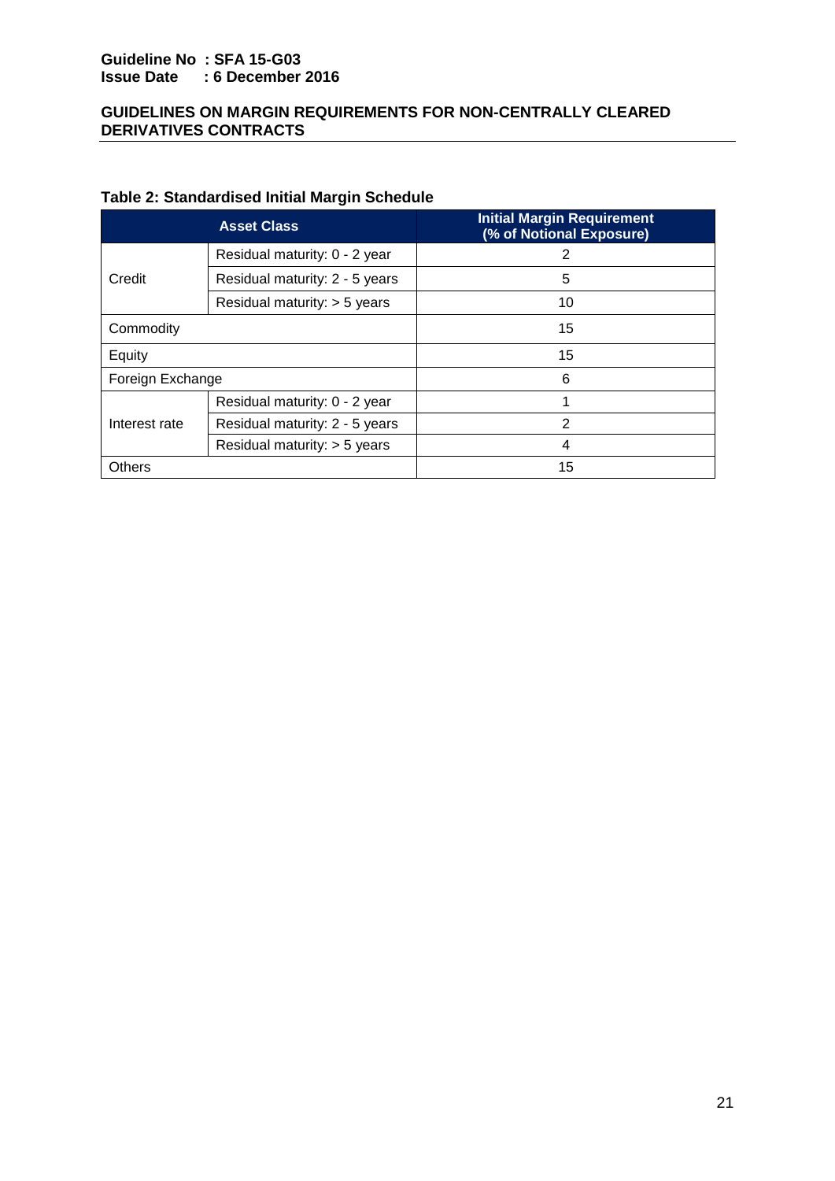**Table 2: Standardised Initial Margin Schedule**

| Asset Class | | Initial Margin Requirement (% of Notional Exposure) |
|---|---|---|
| Credit | Residual maturity: 0 - 2 year | 2 |
| | Residual maturity: 2 - 5 years | 5 |
| | Residual maturity: > 5 years | 10 |
| Commodity | | 15 |
| Equity | | 15 |
| Foreign Exchange | | 6 |
| Interest rate | Residual maturity: 0 - 2 year | 1 |
| | Residual maturity: 2 - 5 years | 2 |
| | Residual maturity: > 5 years | 4 |
| Others | | 15 |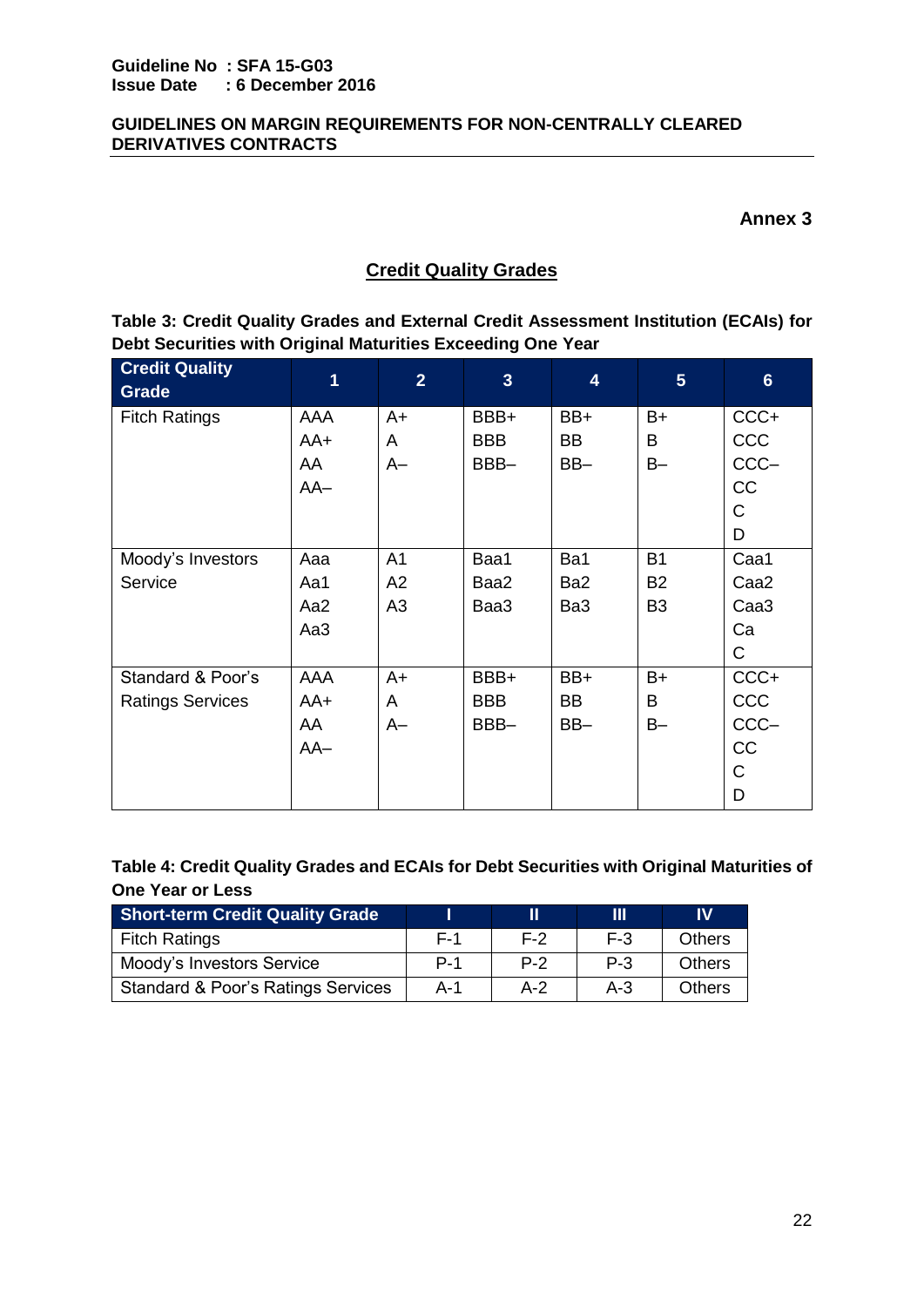## Annex 3

## Credit Quality Grades

**Table 3: Credit Quality Grades and External Credit Assessment Institution (ECAIs) for Debt Securities with Original Maturities Exceeding One Year**

| Credit Quality Grade | 1 | 2 | 3 | 4 | 5 | 6 |
|---|---|---|---|---|---|---|
| Fitch Ratings | AAA<br>AA+<br>AA<br>AA– | A+<br>A<br>A– | BBB+<br>BBB<br>BBB– | BB+<br>BB<br>BB– | B+<br>B<br>B– | CCC+<br>CCC<br>CCC–<br>CC<br>C<br>D |
| Moody's Investors Service | Aaa<br>Aa1<br>Aa2<br>Aa3 | A1<br>A2<br>A3 | Baa1<br>Baa2<br>Baa3 | Ba1<br>Ba2<br>Ba3 | B1<br>B2<br>B3 | Caa1<br>Caa2<br>Caa3<br>Ca<br>C |
| Standard & Poor's Ratings Services | AAA<br>AA+<br>AA<br>AA– | A+<br>A<br>A– | BBB+<br>BBB<br>BBB– | BB+<br>BB<br>BB– | B+<br>B<br>B– | CCC+<br>CCC<br>CCC–<br>CC<br>C<br>D |

**Table 4: Credit Quality Grades and ECAIs for Debt Securities with Original Maturities of One Year or Less**

| Short-term Credit Quality Grade | I | II | III | IV |
|---|---|---|---|---|
| Fitch Ratings | F-1 | F-2 | F-3 | Others |
| Moody's Investors Service | P-1 | P-2 | P-3 | Others |
| Standard & Poor's Ratings Services | A-1 | A-2 | A-3 | Others |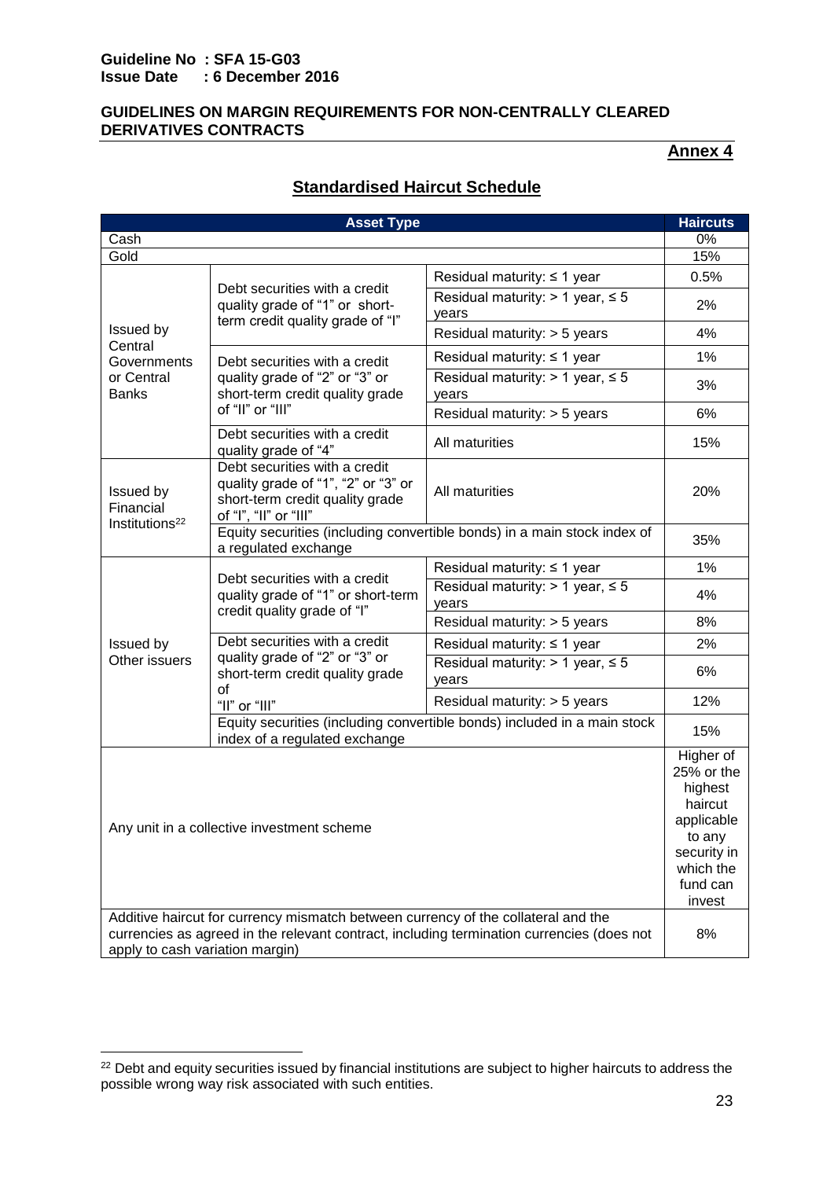**Guideline No : SFA 15-G03**
**Issue Date : 6 December 2016**

**GUIDELINES ON MARGIN REQUIREMENTS FOR NON-CENTRALLY CLEARED DERIVATIVES CONTRACTS**

**Annex 4**

## Standardised Haircut Schedule

| Asset Type | | | Haircuts |
|---|---|---|---|
| Cash | | | 0% |
| Gold | | | 15% |
| Issued by Central Governments or Central Banks | Debt securities with a credit quality grade of "1" or short-term credit quality grade of "I" | Residual maturity: ≤ 1 year | 0.5% |
| | | Residual maturity: > 1 year, ≤ 5 years | 2% |
| | | Residual maturity: > 5 years | 4% |
| | Debt securities with a credit quality grade of "2" or "3" or short-term credit quality grade of "II" or "III" | Residual maturity: ≤ 1 year | 1% |
| | | Residual maturity: > 1 year, ≤ 5 years | 3% |
| | | Residual maturity: > 5 years | 6% |
| | Debt securities with a credit quality grade of "4" | All maturities | 15% |
| Issued by Financial Institutions[22] | Debt securities with a credit quality grade of "1", "2" or "3" or short-term credit quality grade of "I", "II" or "III" | All maturities | 20% |
| | Equity securities (including convertible bonds) in a main stock index of a regulated exchange | | 35% |
| Issued by Other issuers | Debt securities with a credit quality grade of "1" or short-term credit quality grade of "I" | Residual maturity: ≤ 1 year | 1% |
| | | Residual maturity: > 1 year, ≤ 5 years | 4% |
| | | Residual maturity: > 5 years | 8% |
| | Debt securities with a credit quality grade of "2" or "3" or short-term credit quality grade of "II" or "III" | Residual maturity: ≤ 1 year | 2% |
| | | Residual maturity: > 1 year, ≤ 5 years | 6% |
| | | Residual maturity: > 5 years | 12% |
| | Equity securities (including convertible bonds) included in a main stock index of a regulated exchange | | 15% |
| Any unit in a collective investment scheme | | | Higher of 25% or the highest haircut applicable to any security in which the fund can invest |
| Additive haircut for currency mismatch between currency of the collateral and the currencies as agreed in the relevant contract, including termination currencies (does not apply to cash variation margin) | | | 8% |

[22] Debt and equity securities issued by financial institutions are subject to higher haircuts to address the possible wrong way risk associated with such entities.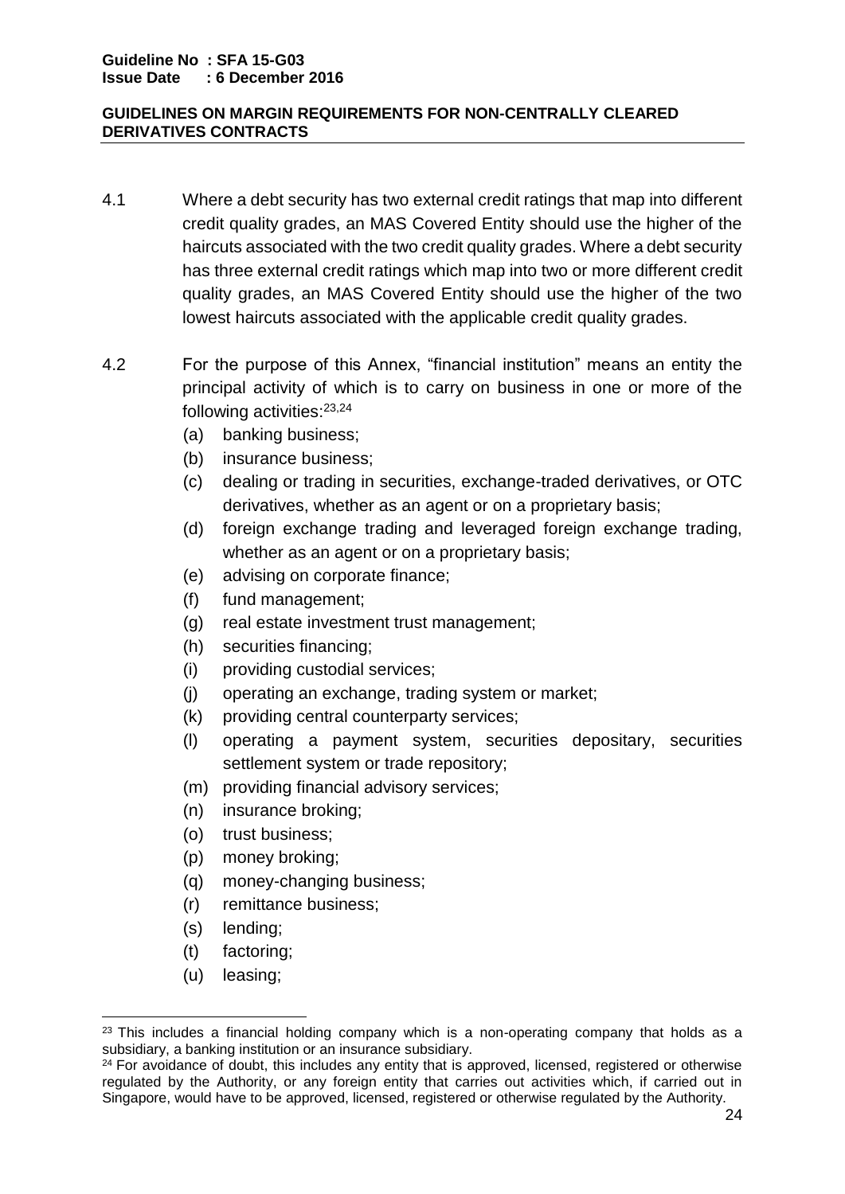4.1 Where a debt security has two external credit ratings that map into different credit quality grades, an MAS Covered Entity should use the higher of the haircuts associated with the two credit quality grades. Where a debt security has three external credit ratings which map into two or more different credit quality grades, an MAS Covered Entity should use the higher of the two lowest haircuts associated with the applicable credit quality grades.

4.2 For the purpose of this Annex, "financial institution" means an entity the principal activity of which is to carry on business in one or more of the following activities:[23,24]

(a) banking business;

(b) insurance business;

(c) dealing or trading in securities, exchange-traded derivatives, or OTC derivatives, whether as an agent or on a proprietary basis;

(d) foreign exchange trading and leveraged foreign exchange trading, whether as an agent or on a proprietary basis;

(e) advising on corporate finance;

(f) fund management;

(g) real estate investment trust management;

(h) securities financing;

(i) providing custodial services;

(j) operating an exchange, trading system or market;

(k) providing central counterparty services;

(l) operating a payment system, securities depositary, securities settlement system or trade repository;

(m) providing financial advisory services;

(n) insurance broking;

(o) trust business;

(p) money broking;

(q) money-changing business;

(r) remittance business;

(s) lending;

(t) factoring;

(u) leasing;

---

[23] This includes a financial holding company which is a non-operating company that holds as a subsidiary, a banking institution or an insurance subsidiary.

[24] For avoidance of doubt, this includes any entity that is approved, licensed, registered or otherwise regulated by the Authority, or any foreign entity that carries out activities which, if carried out in Singapore, would have to be approved, licensed, registered or otherwise regulated by the Authority.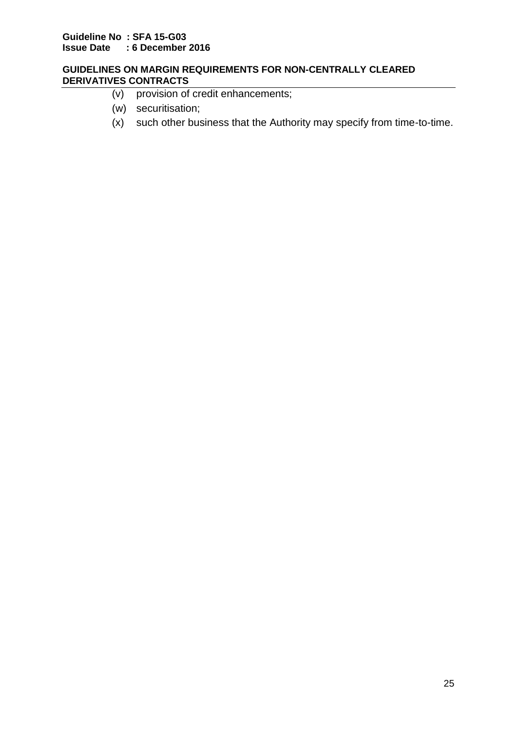(v) provision of credit enhancements;

(w) securitisation;

(x) such other business that the Authority may specify from time-to-time.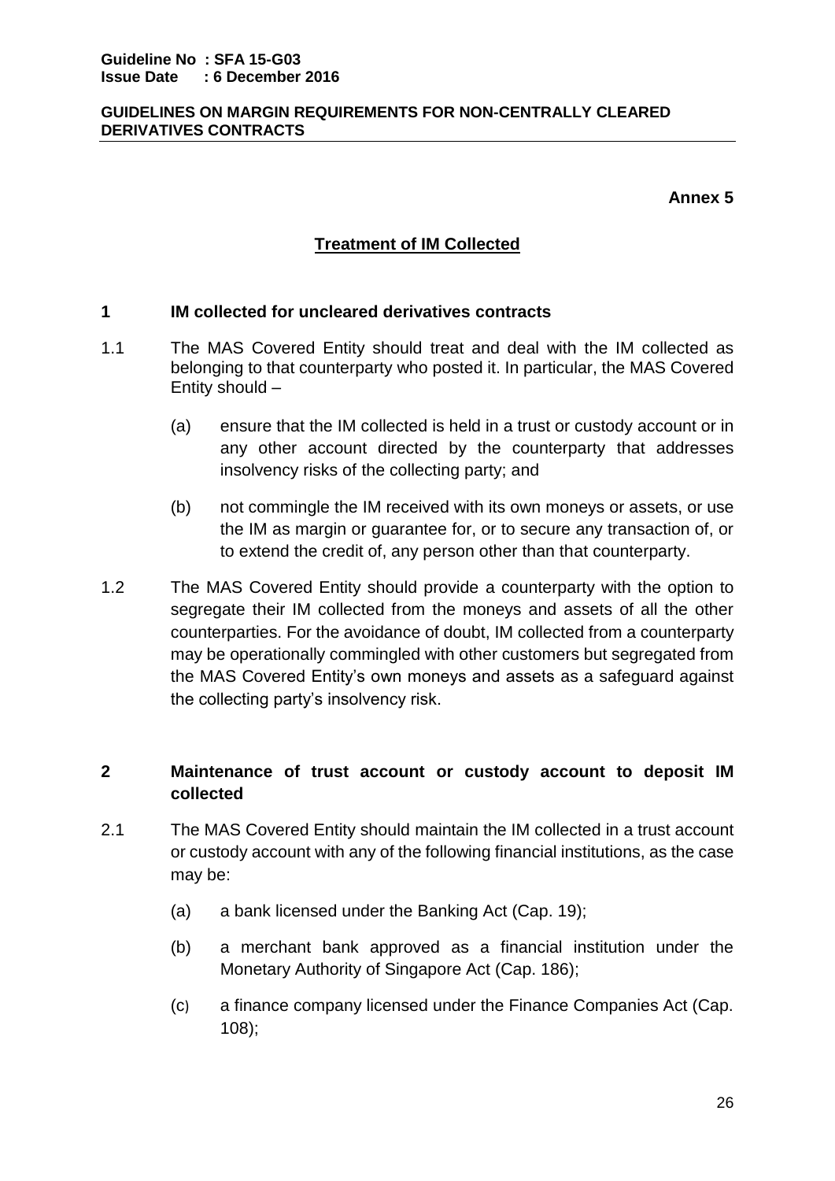# Annex 5

## Treatment of IM Collected

### 1 IM collected for uncleared derivatives contracts

1.1 The MAS Covered Entity should treat and deal with the IM collected as belonging to that counterparty who posted it. In particular, the MAS Covered Entity should –

(a) ensure that the IM collected is held in a trust or custody account or in any other account directed by the counterparty that addresses insolvency risks of the collecting party; and

(b) not commingle the IM received with its own moneys or assets, or use the IM as margin or guarantee for, or to secure any transaction of, or to extend the credit of, any person other than that counterparty.

1.2 The MAS Covered Entity should provide a counterparty with the option to segregate their IM collected from the moneys and assets of all the other counterparties. For the avoidance of doubt, IM collected from a counterparty may be operationally commingled with other customers but segregated from the MAS Covered Entity's own moneys and assets as a safeguard against the collecting party's insolvency risk.

### 2 Maintenance of trust account or custody account to deposit IM collected

2.1 The MAS Covered Entity should maintain the IM collected in a trust account or custody account with any of the following financial institutions, as the case may be:

(a) a bank licensed under the Banking Act (Cap. 19);

(b) a merchant bank approved as a financial institution under the Monetary Authority of Singapore Act (Cap. 186);

(c) a finance company licensed under the Finance Companies Act (Cap. 108);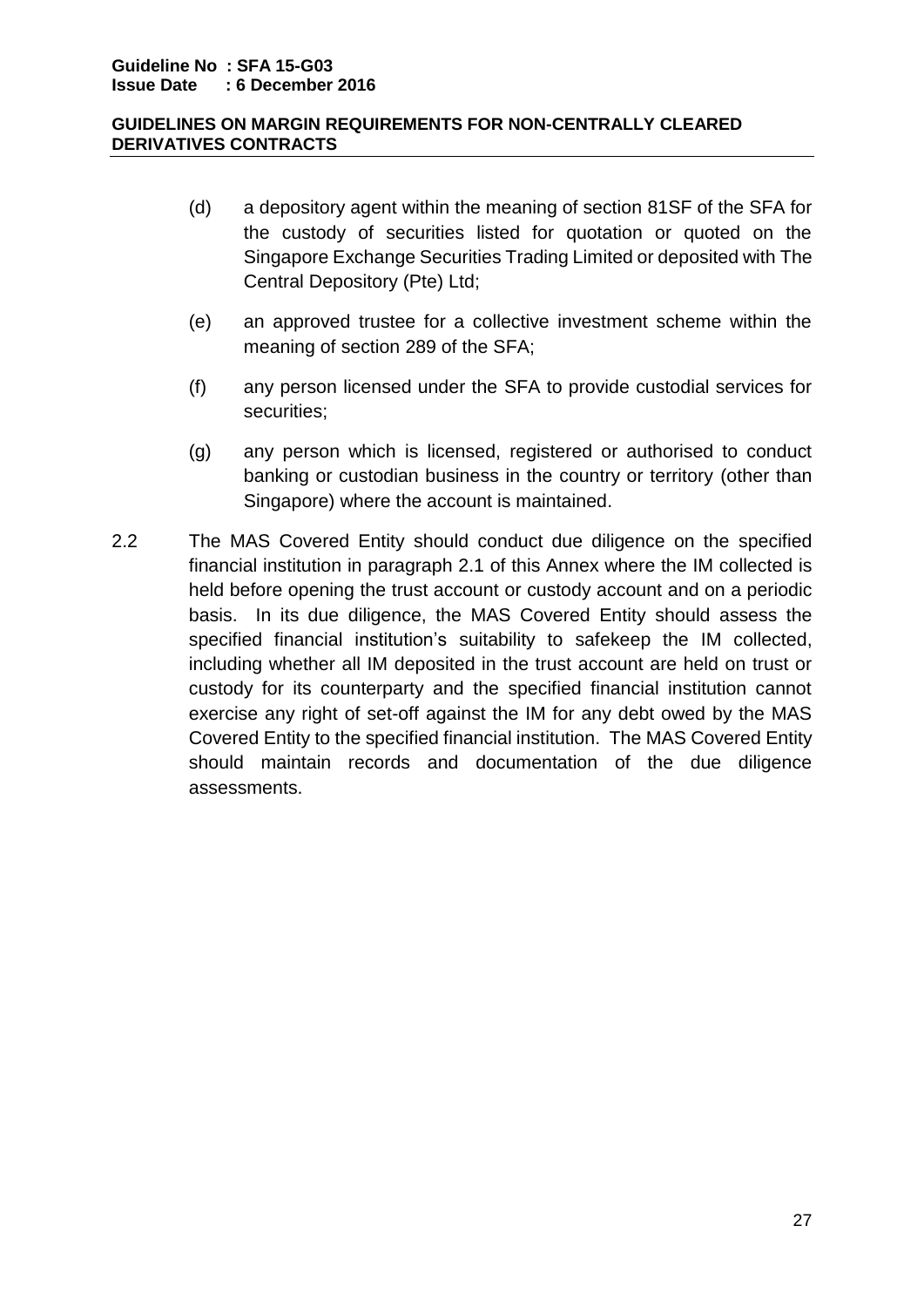(d) a depository agent within the meaning of section 81SF of the SFA for the custody of securities listed for quotation or quoted on the Singapore Exchange Securities Trading Limited or deposited with The Central Depository (Pte) Ltd;

(e) an approved trustee for a collective investment scheme within the meaning of section 289 of the SFA;

(f) any person licensed under the SFA to provide custodial services for securities;

(g) any person which is licensed, registered or authorised to conduct banking or custodian business in the country or territory (other than Singapore) where the account is maintained.

2.2 The MAS Covered Entity should conduct due diligence on the specified financial institution in paragraph 2.1 of this Annex where the IM collected is held before opening the trust account or custody account and on a periodic basis. In its due diligence, the MAS Covered Entity should assess the specified financial institution's suitability to safekeep the IM collected, including whether all IM deposited in the trust account are held on trust or custody for its counterparty and the specified financial institution cannot exercise any right of set-off against the IM for any debt owed by the MAS Covered Entity to the specified financial institution. The MAS Covered Entity should maintain records and documentation of the due diligence assessments.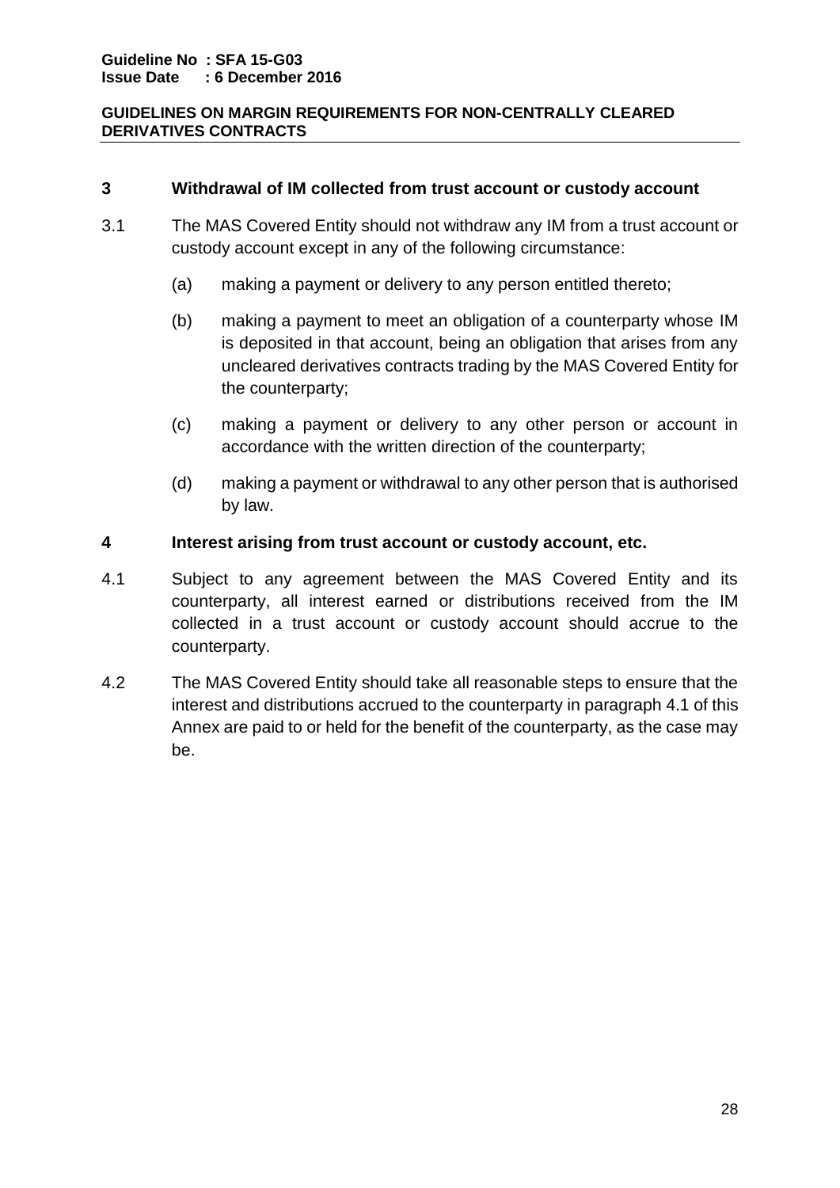## 3 Withdrawal of IM collected from trust account or custody account

3.1 The MAS Covered Entity should not withdraw any IM from a trust account or custody account except in any of the following circumstance:

(a) making a payment or delivery to any person entitled thereto;

(b) making a payment to meet an obligation of a counterparty whose IM is deposited in that account, being an obligation that arises from any uncleared derivatives contracts trading by the MAS Covered Entity for the counterparty;

(c) making a payment or delivery to any other person or account in accordance with the written direction of the counterparty;

(d) making a payment or withdrawal to any other person that is authorised by law.

## 4 Interest arising from trust account or custody account, etc.

4.1 Subject to any agreement between the MAS Covered Entity and its counterparty, all interest earned or distributions received from the IM collected in a trust account or custody account should accrue to the counterparty.

4.2 The MAS Covered Entity should take all reasonable steps to ensure that the interest and distributions accrued to the counterparty in paragraph 4.1 of this Annex are paid to or held for the benefit of the counterparty, as the case may be.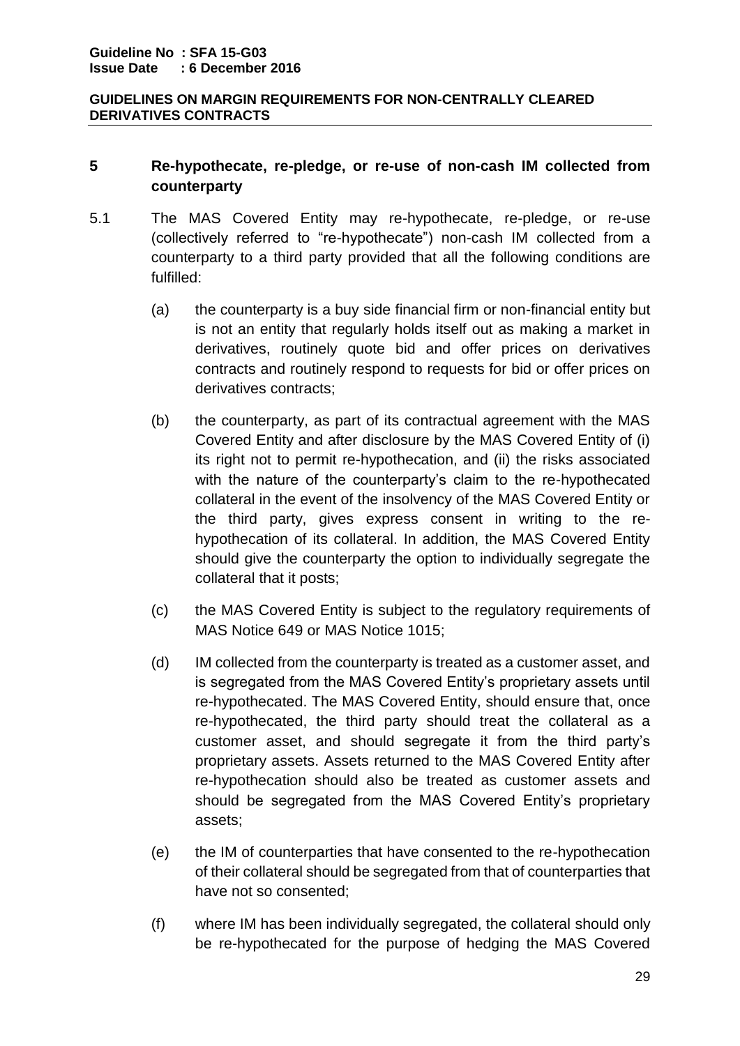## 5 Re-hypothecate, re-pledge, or re-use of non-cash IM collected from counterparty

5.1 The MAS Covered Entity may re-hypothecate, re-pledge, or re-use (collectively referred to "re-hypothecate") non-cash IM collected from a counterparty to a third party provided that all the following conditions are fulfilled:

(a) the counterparty is a buy side financial firm or non-financial entity but is not an entity that regularly holds itself out as making a market in derivatives, routinely quote bid and offer prices on derivatives contracts and routinely respond to requests for bid or offer prices on derivatives contracts;

(b) the counterparty, as part of its contractual agreement with the MAS Covered Entity and after disclosure by the MAS Covered Entity of (i) its right not to permit re-hypothecation, and (ii) the risks associated with the nature of the counterparty's claim to the re-hypothecated collateral in the event of the insolvency of the MAS Covered Entity or the third party, gives express consent in writing to the re-hypothecation of its collateral. In addition, the MAS Covered Entity should give the counterparty the option to individually segregate the collateral that it posts;

(c) the MAS Covered Entity is subject to the regulatory requirements of MAS Notice 649 or MAS Notice 1015;

(d) IM collected from the counterparty is treated as a customer asset, and is segregated from the MAS Covered Entity's proprietary assets until re-hypothecated. The MAS Covered Entity, should ensure that, once re-hypothecated, the third party should treat the collateral as a customer asset, and should segregate it from the third party's proprietary assets. Assets returned to the MAS Covered Entity after re-hypothecation should also be treated as customer assets and should be segregated from the MAS Covered Entity's proprietary assets;

(e) the IM of counterparties that have consented to the re-hypothecation of their collateral should be segregated from that of counterparties that have not so consented;

(f) where IM has been individually segregated, the collateral should only be re-hypothecated for the purpose of hedging the MAS Covered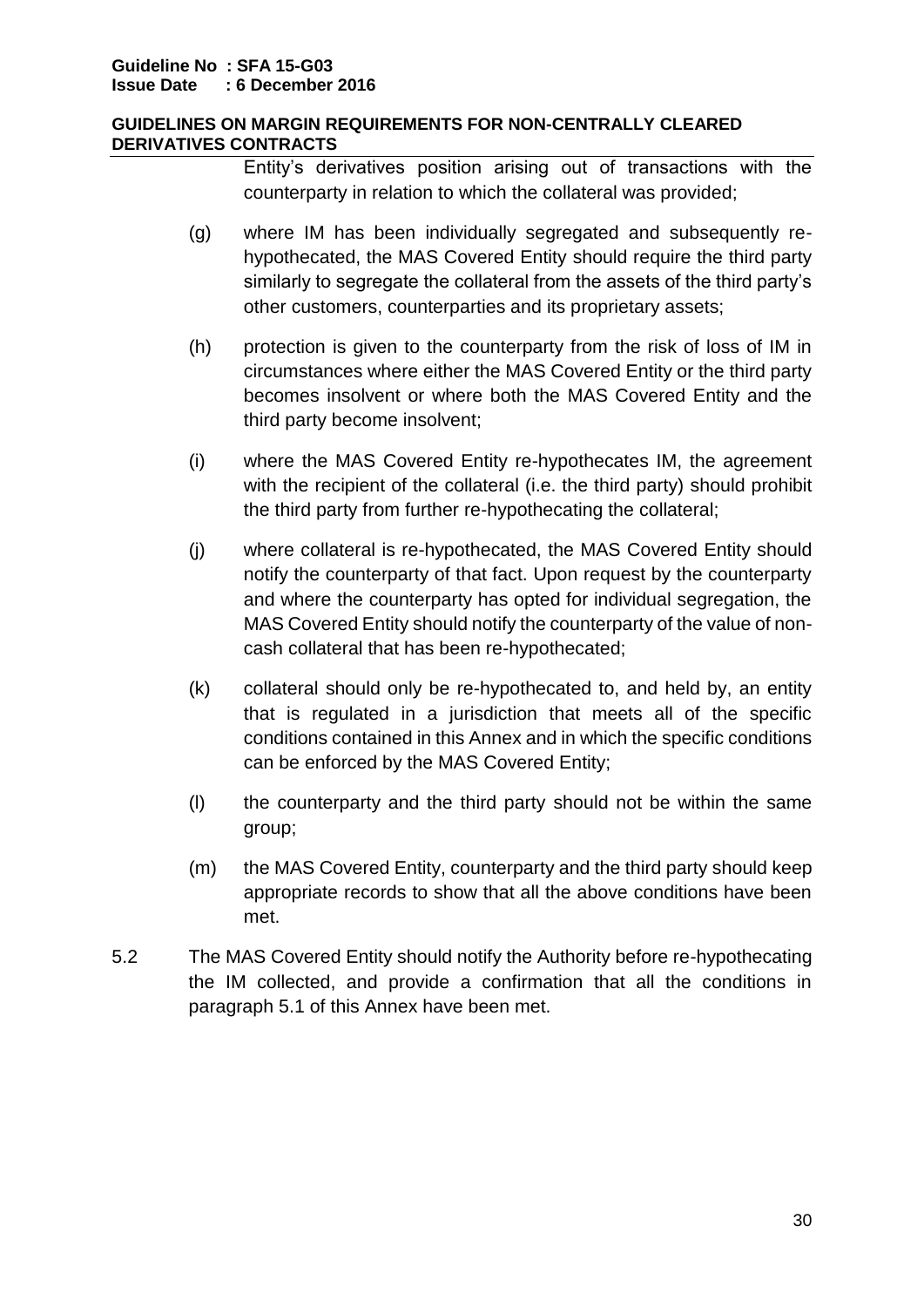Entity's derivatives position arising out of transactions with the counterparty in relation to which the collateral was provided;

(g) where IM has been individually segregated and subsequently re-hypothecated, the MAS Covered Entity should require the third party similarly to segregate the collateral from the assets of the third party's other customers, counterparties and its proprietary assets;

(h) protection is given to the counterparty from the risk of loss of IM in circumstances where either the MAS Covered Entity or the third party becomes insolvent or where both the MAS Covered Entity and the third party become insolvent;

(i) where the MAS Covered Entity re-hypothecates IM, the agreement with the recipient of the collateral (i.e. the third party) should prohibit the third party from further re-hypothecating the collateral;

(j) where collateral is re-hypothecated, the MAS Covered Entity should notify the counterparty of that fact. Upon request by the counterparty and where the counterparty has opted for individual segregation, the MAS Covered Entity should notify the counterparty of the value of non-cash collateral that has been re-hypothecated;

(k) collateral should only be re-hypothecated to, and held by, an entity that is regulated in a jurisdiction that meets all of the specific conditions contained in this Annex and in which the specific conditions can be enforced by the MAS Covered Entity;

(l) the counterparty and the third party should not be within the same group;

(m) the MAS Covered Entity, counterparty and the third party should keep appropriate records to show that all the above conditions have been met.

5.2 The MAS Covered Entity should notify the Authority before re-hypothecating the IM collected, and provide a confirmation that all the conditions in paragraph 5.1 of this Annex have been met.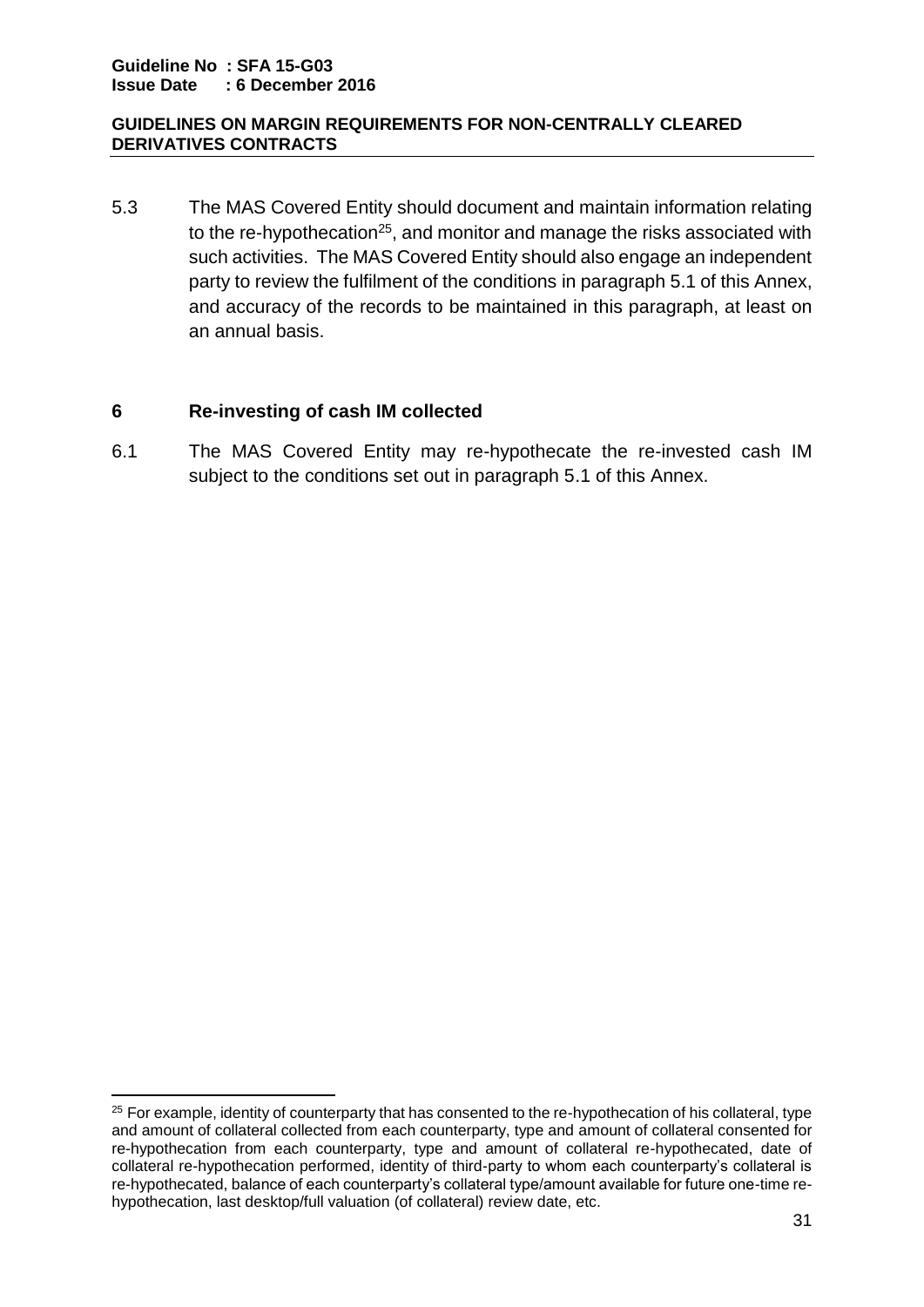5.3 The MAS Covered Entity should document and maintain information relating to the re-hypothecation[25], and monitor and manage the risks associated with such activities. The MAS Covered Entity should also engage an independent party to review the fulfilment of the conditions in paragraph 5.1 of this Annex, and accuracy of the records to be maintained in this paragraph, at least on an annual basis.

## 6 Re-investing of cash IM collected

6.1 The MAS Covered Entity may re-hypothecate the re-invested cash IM subject to the conditions set out in paragraph 5.1 of this Annex.

[25] For example, identity of counterparty that has consented to the re-hypothecation of his collateral, type and amount of collateral collected from each counterparty, type and amount of collateral consented for re-hypothecation from each counterparty, type and amount of collateral re-hypothecated, date of collateral re-hypothecation performed, identity of third-party to whom each counterparty's collateral is re-hypothecated, balance of each counterparty's collateral type/amount available for future one-time re-hypothecation, last desktop/full valuation (of collateral) review date, etc.